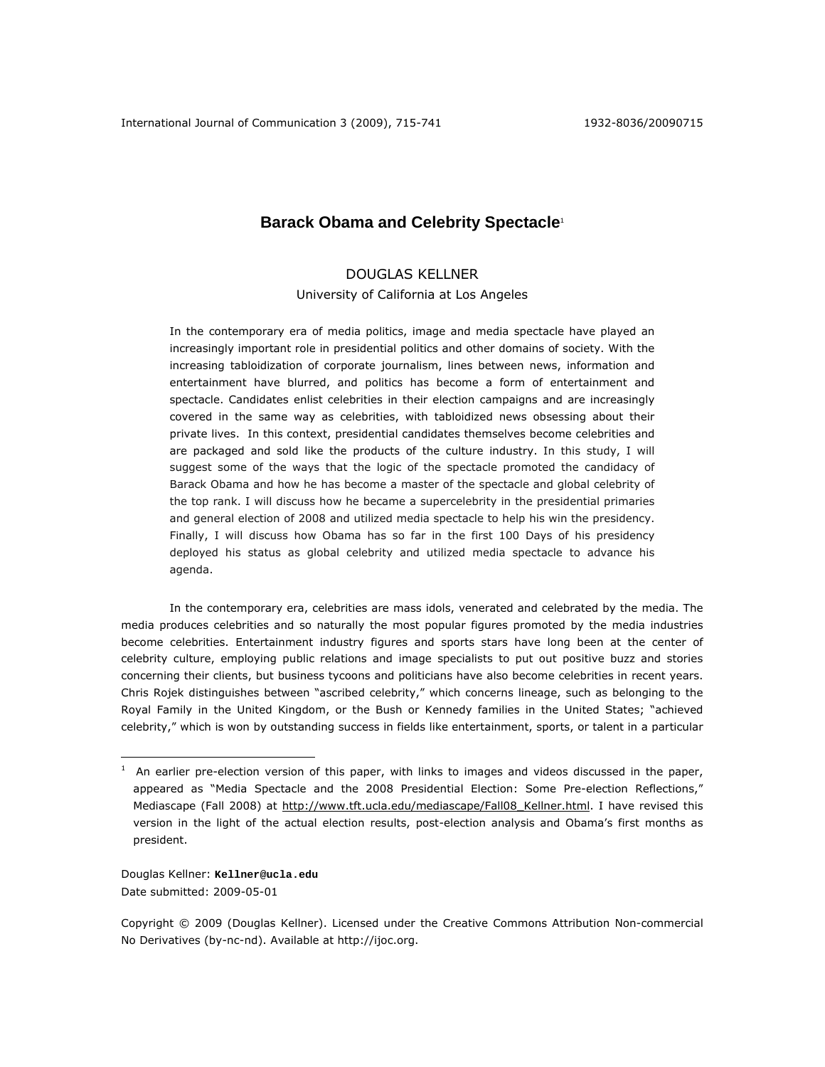# Barack Obama and Celebrity Spectacle[1]

DOUGLAS KELLNER
University of California at Los Angeles

In the contemporary era of media politics, image and media spectacle have played an increasingly important role in presidential politics and other domains of society. With the increasing tabloidization of corporate journalism, lines between news, information and entertainment have blurred, and politics has become a form of entertainment and spectacle. Candidates enlist celebrities in their election campaigns and are increasingly covered in the same way as celebrities, with tabloidized news obsessing about their private lives. In this context, presidential candidates themselves become celebrities and are packaged and sold like the products of the culture industry. In this study, I will suggest some of the ways that the logic of the spectacle promoted the candidacy of Barack Obama and how he has become a master of the spectacle and global celebrity of the top rank. I will discuss how he became a supercelebrity in the presidential primaries and general election of 2008 and utilized media spectacle to help his win the presidency. Finally, I will discuss how Obama has so far in the first 100 Days of his presidency deployed his status as global celebrity and utilized media spectacle to advance his agenda.

In the contemporary era, celebrities are mass idols, venerated and celebrated by the media. The media produces celebrities and so naturally the most popular figures promoted by the media industries become celebrities. Entertainment industry figures and sports stars have long been at the center of celebrity culture, employing public relations and image specialists to put out positive buzz and stories concerning their clients, but business tycoons and politicians have also become celebrities in recent years. Chris Rojek distinguishes between "ascribed celebrity," which concerns lineage, such as belonging to the Royal Family in the United Kingdom, or the Bush or Kennedy families in the United States; "achieved celebrity," which is won by outstanding success in fields like entertainment, sports, or talent in a particular

---

[1] An earlier pre-election version of this paper, with links to images and videos discussed in the paper, appeared as "Media Spectacle and the 2008 Presidential Election: Some Pre-election Reflections," Mediascape (Fall 2008) at http://www.tft.ucla.edu/mediascape/Fall08_Kellner.html. I have revised this version in the light of the actual election results, post-election analysis and Obama's first months as president.

Douglas Kellner: **Kellner@ucla.edu**
Date submitted: 2009-05-01

Copyright © 2009 (Douglas Kellner). Licensed under the Creative Commons Attribution Non-commercial No Derivatives (by-nc-nd). Available at http://ijoc.org.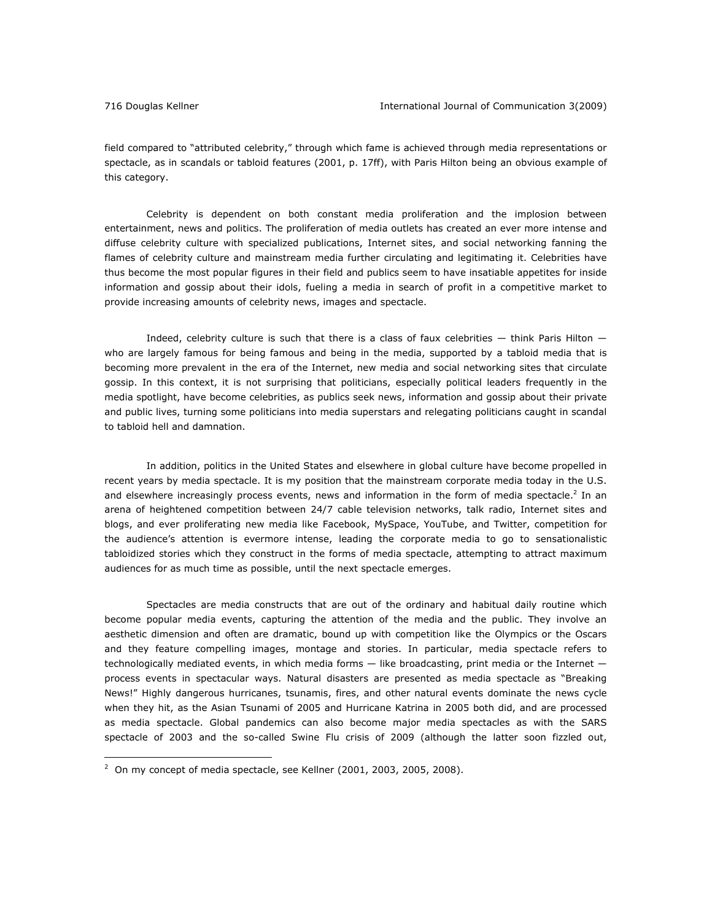field compared to "attributed celebrity," through which fame is achieved through media representations or spectacle, as in scandals or tabloid features (2001, p. 17ff), with Paris Hilton being an obvious example of this category.

Celebrity is dependent on both constant media proliferation and the implosion between entertainment, news and politics. The proliferation of media outlets has created an ever more intense and diffuse celebrity culture with specialized publications, Internet sites, and social networking fanning the flames of celebrity culture and mainstream media further circulating and legitimating it. Celebrities have thus become the most popular figures in their field and publics seem to have insatiable appetites for inside information and gossip about their idols, fueling a media in search of profit in a competitive market to provide increasing amounts of celebrity news, images and spectacle.

Indeed, celebrity culture is such that there is a class of faux celebrities — think Paris Hilton — who are largely famous for being famous and being in the media, supported by a tabloid media that is becoming more prevalent in the era of the Internet, new media and social networking sites that circulate gossip. In this context, it is not surprising that politicians, especially political leaders frequently in the media spotlight, have become celebrities, as publics seek news, information and gossip about their private and public lives, turning some politicians into media superstars and relegating politicians caught in scandal to tabloid hell and damnation.

In addition, politics in the United States and elsewhere in global culture have become propelled in recent years by media spectacle. It is my position that the mainstream corporate media today in the U.S. and elsewhere increasingly process events, news and information in the form of media spectacle.[2] In an arena of heightened competition between 24/7 cable television networks, talk radio, Internet sites and blogs, and ever proliferating new media like Facebook, MySpace, YouTube, and Twitter, competition for the audience's attention is evermore intense, leading the corporate media to go to sensationalistic tabloidized stories which they construct in the forms of media spectacle, attempting to attract maximum audiences for as much time as possible, until the next spectacle emerges.

Spectacles are media constructs that are out of the ordinary and habitual daily routine which become popular media events, capturing the attention of the media and the public. They involve an aesthetic dimension and often are dramatic, bound up with competition like the Olympics or the Oscars and they feature compelling images, montage and stories. In particular, media spectacle refers to technologically mediated events, in which media forms — like broadcasting, print media or the Internet — process events in spectacular ways. Natural disasters are presented as media spectacle as "Breaking News!" Highly dangerous hurricanes, tsunamis, fires, and other natural events dominate the news cycle when they hit, as the Asian Tsunami of 2005 and Hurricane Katrina in 2005 both did, and are processed as media spectacle. Global pandemics can also become major media spectacles as with the SARS spectacle of 2003 and the so-called Swine Flu crisis of 2009 (although the latter soon fizzled out,

---

[2] On my concept of media spectacle, see Kellner (2001, 2003, 2005, 2008).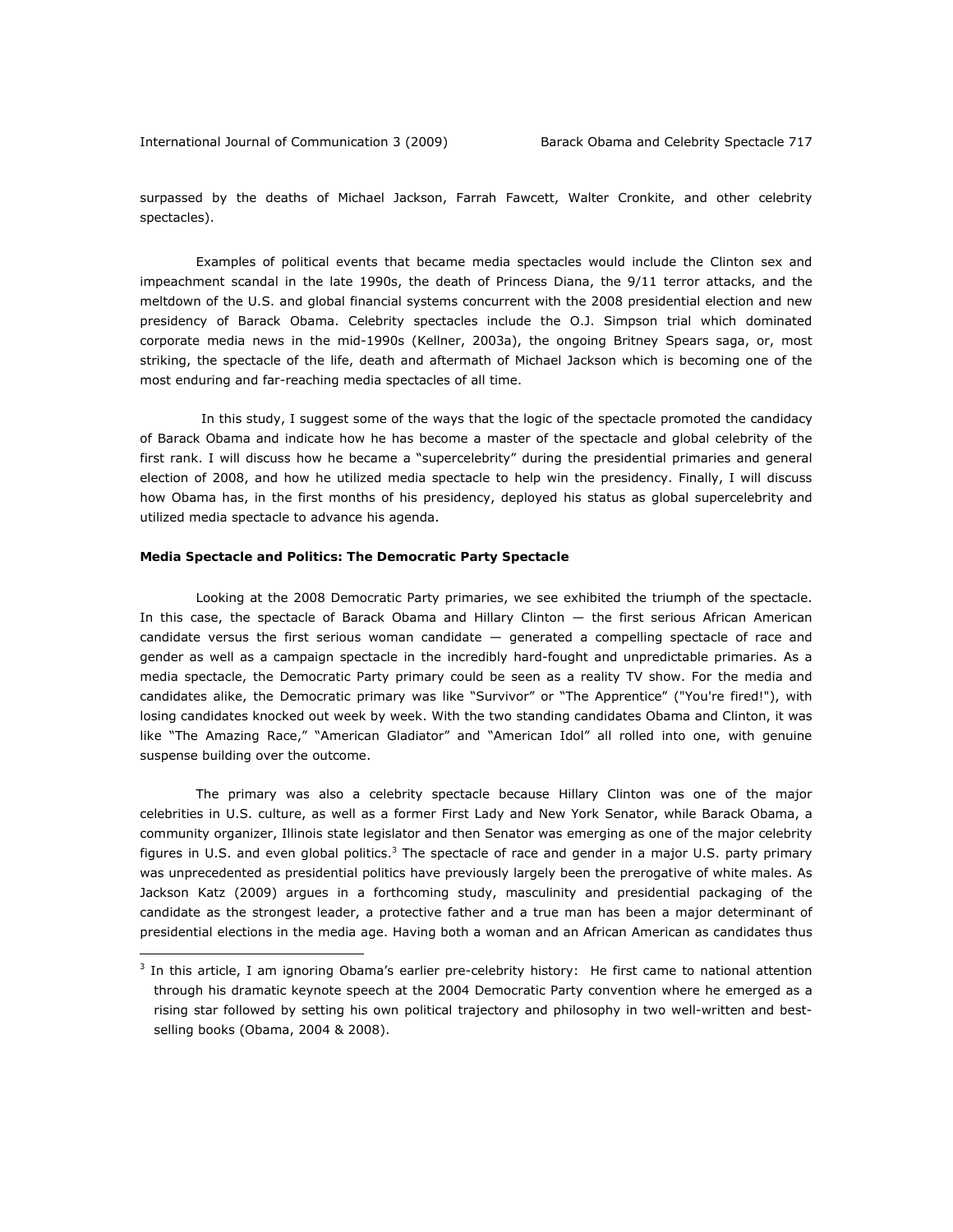surpassed by the deaths of Michael Jackson, Farrah Fawcett, Walter Cronkite, and other celebrity spectacles).

Examples of political events that became media spectacles would include the Clinton sex and impeachment scandal in the late 1990s, the death of Princess Diana, the 9/11 terror attacks, and the meltdown of the U.S. and global financial systems concurrent with the 2008 presidential election and new presidency of Barack Obama. Celebrity spectacles include the O.J. Simpson trial which dominated corporate media news in the mid-1990s (Kellner, 2003a), the ongoing Britney Spears saga, or, most striking, the spectacle of the life, death and aftermath of Michael Jackson which is becoming one of the most enduring and far-reaching media spectacles of all time.

In this study, I suggest some of the ways that the logic of the spectacle promoted the candidacy of Barack Obama and indicate how he has become a master of the spectacle and global celebrity of the first rank. I will discuss how he became a "supercelebrity" during the presidential primaries and general election of 2008, and how he utilized media spectacle to help win the presidency. Finally, I will discuss how Obama has, in the first months of his presidency, deployed his status as global supercelebrity and utilized media spectacle to advance his agenda.

**Media Spectacle and Politics: The Democratic Party Spectacle**

Looking at the 2008 Democratic Party primaries, we see exhibited the triumph of the spectacle. In this case, the spectacle of Barack Obama and Hillary Clinton — the first serious African American candidate versus the first serious woman candidate — generated a compelling spectacle of race and gender as well as a campaign spectacle in the incredibly hard-fought and unpredictable primaries. As a media spectacle, the Democratic Party primary could be seen as a reality TV show. For the media and candidates alike, the Democratic primary was like "Survivor" or "The Apprentice" ("You're fired!"), with losing candidates knocked out week by week. With the two standing candidates Obama and Clinton, it was like "The Amazing Race," "American Gladiator" and "American Idol" all rolled into one, with genuine suspense building over the outcome.

The primary was also a celebrity spectacle because Hillary Clinton was one of the major celebrities in U.S. culture, as well as a former First Lady and New York Senator, while Barack Obama, a community organizer, Illinois state legislator and then Senator was emerging as one of the major celebrity figures in U.S. and even global politics.[3] The spectacle of race and gender in a major U.S. party primary was unprecedented as presidential politics have previously largely been the prerogative of white males. As Jackson Katz (2009) argues in a forthcoming study, masculinity and presidential packaging of the candidate as the strongest leader, a protective father and a true man has been a major determinant of presidential elections in the media age. Having both a woman and an African American as candidates thus

[3] In this article, I am ignoring Obama's earlier pre-celebrity history: He first came to national attention through his dramatic keynote speech at the 2004 Democratic Party convention where he emerged as a rising star followed by setting his own political trajectory and philosophy in two well-written and best-selling books (Obama, 2004 & 2008).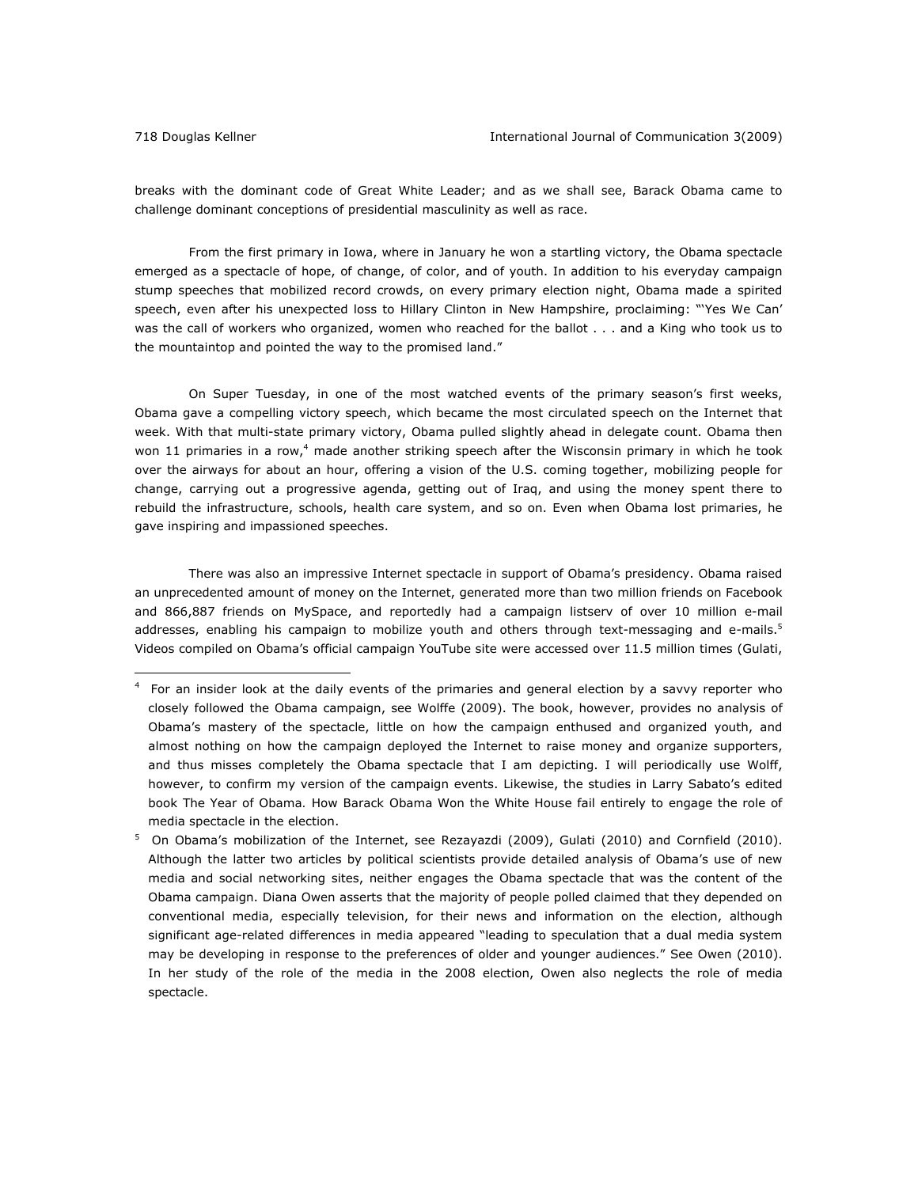breaks with the dominant code of Great White Leader; and as we shall see, Barack Obama came to challenge dominant conceptions of presidential masculinity as well as race.

From the first primary in Iowa, where in January he won a startling victory, the Obama spectacle emerged as a spectacle of hope, of change, of color, and of youth. In addition to his everyday campaign stump speeches that mobilized record crowds, on every primary election night, Obama made a spirited speech, even after his unexpected loss to Hillary Clinton in New Hampshire, proclaiming: "'Yes We Can' was the call of workers who organized, women who reached for the ballot . . . and a King who took us to the mountaintop and pointed the way to the promised land."

On Super Tuesday, in one of the most watched events of the primary season's first weeks, Obama gave a compelling victory speech, which became the most circulated speech on the Internet that week. With that multi-state primary victory, Obama pulled slightly ahead in delegate count. Obama then won 11 primaries in a row,[4] made another striking speech after the Wisconsin primary in which he took over the airways for about an hour, offering a vision of the U.S. coming together, mobilizing people for change, carrying out a progressive agenda, getting out of Iraq, and using the money spent there to rebuild the infrastructure, schools, health care system, and so on. Even when Obama lost primaries, he gave inspiring and impassioned speeches.

There was also an impressive Internet spectacle in support of Obama's presidency. Obama raised an unprecedented amount of money on the Internet, generated more than two million friends on Facebook and 866,887 friends on MySpace, and reportedly had a campaign listserv of over 10 million e-mail addresses, enabling his campaign to mobilize youth and others through text-messaging and e-mails.[5] Videos compiled on Obama's official campaign YouTube site were accessed over 11.5 million times (Gulati,

---

[4] For an insider look at the daily events of the primaries and general election by a savvy reporter who closely followed the Obama campaign, see Wolffe (2009). The book, however, provides no analysis of Obama's mastery of the spectacle, little on how the campaign enthused and organized youth, and almost nothing on how the campaign deployed the Internet to raise money and organize supporters, and thus misses completely the Obama spectacle that I am depicting. I will periodically use Wolff, however, to confirm my version of the campaign events. Likewise, the studies in Larry Sabato's edited book The Year of Obama. How Barack Obama Won the White House fail entirely to engage the role of media spectacle in the election.

[5] On Obama's mobilization of the Internet, see Rezayazdi (2009), Gulati (2010) and Cornfield (2010). Although the latter two articles by political scientists provide detailed analysis of Obama's use of new media and social networking sites, neither engages the Obama spectacle that was the content of the Obama campaign. Diana Owen asserts that the majority of people polled claimed that they depended on conventional media, especially television, for their news and information on the election, although significant age-related differences in media appeared "leading to speculation that a dual media system may be developing in response to the preferences of older and younger audiences." See Owen (2010). In her study of the role of the media in the 2008 election, Owen also neglects the role of media spectacle.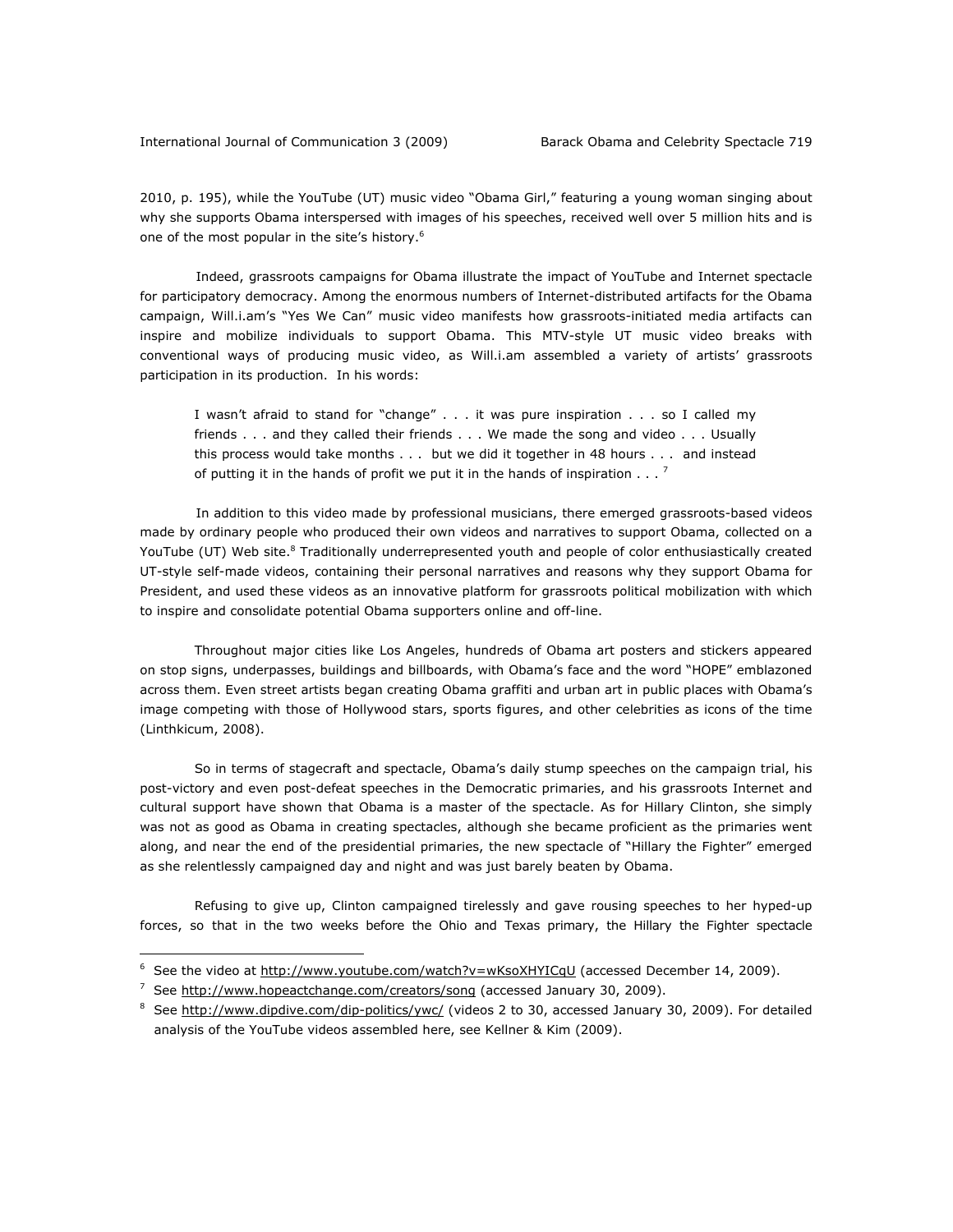2010, p. 195), while the YouTube (UT) music video "Obama Girl," featuring a young woman singing about why she supports Obama interspersed with images of his speeches, received well over 5 million hits and is one of the most popular in the site's history.[6]

Indeed, grassroots campaigns for Obama illustrate the impact of YouTube and Internet spectacle for participatory democracy. Among the enormous numbers of Internet-distributed artifacts for the Obama campaign, Will.i.am's "Yes We Can" music video manifests how grassroots-initiated media artifacts can inspire and mobilize individuals to support Obama. This MTV-style UT music video breaks with conventional ways of producing music video, as Will.i.am assembled a variety of artists' grassroots participation in its production. In his words:

> I wasn't afraid to stand for "change" . . . it was pure inspiration . . . so I called my friends . . . and they called their friends . . . We made the song and video . . . Usually this process would take months . . . but we did it together in 48 hours . . . and instead of putting it in the hands of profit we put it in the hands of inspiration . . . [7]

In addition to this video made by professional musicians, there emerged grassroots-based videos made by ordinary people who produced their own videos and narratives to support Obama, collected on a YouTube (UT) Web site.[8] Traditionally underrepresented youth and people of color enthusiastically created UT-style self-made videos, containing their personal narratives and reasons why they support Obama for President, and used these videos as an innovative platform for grassroots political mobilization with which to inspire and consolidate potential Obama supporters online and off-line.

Throughout major cities like Los Angeles, hundreds of Obama art posters and stickers appeared on stop signs, underpasses, buildings and billboards, with Obama's face and the word "HOPE" emblazoned across them. Even street artists began creating Obama graffiti and urban art in public places with Obama's image competing with those of Hollywood stars, sports figures, and other celebrities as icons of the time (Linthkicum, 2008).

So in terms of stagecraft and spectacle, Obama's daily stump speeches on the campaign trial, his post-victory and even post-defeat speeches in the Democratic primaries, and his grassroots Internet and cultural support have shown that Obama is a master of the spectacle. As for Hillary Clinton, she simply was not as good as Obama in creating spectacles, although she became proficient as the primaries went along, and near the end of the presidential primaries, the new spectacle of "Hillary the Fighter" emerged as she relentlessly campaigned day and night and was just barely beaten by Obama.

Refusing to give up, Clinton campaigned tirelessly and gave rousing speeches to her hyped-up forces, so that in the two weeks before the Ohio and Texas primary, the Hillary the Fighter spectacle

---

[6] See the video at http://www.youtube.com/watch?v=wKsoXHYICqU (accessed December 14, 2009).

[7] See http://www.hopeactchange.com/creators/song (accessed January 30, 2009).

[8] See http://www.dipdive.com/dip-politics/ywc/ (videos 2 to 30, accessed January 30, 2009). For detailed analysis of the YouTube videos assembled here, see Kellner & Kim (2009).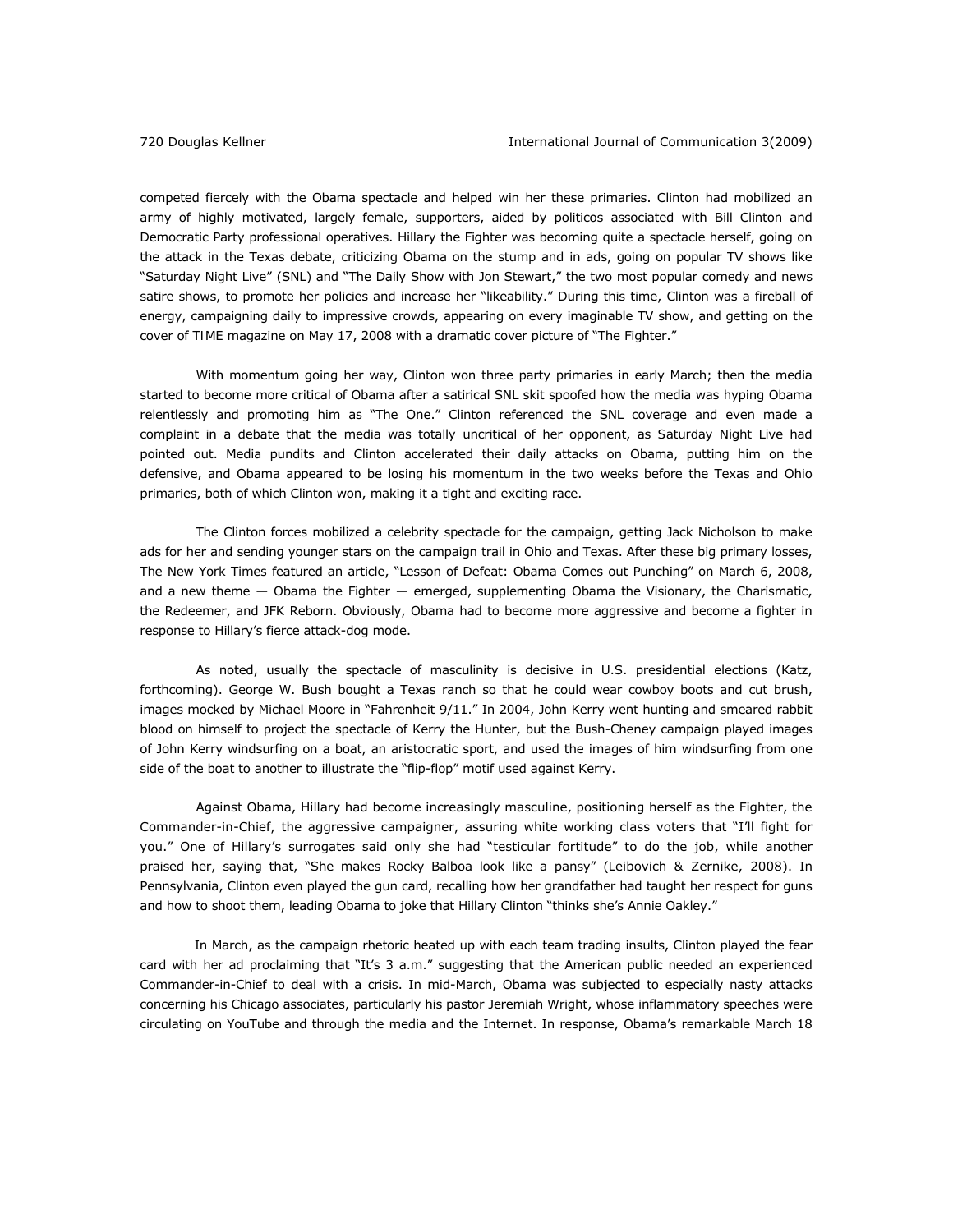competed fiercely with the Obama spectacle and helped win her these primaries. Clinton had mobilized an army of highly motivated, largely female, supporters, aided by politicos associated with Bill Clinton and Democratic Party professional operatives. Hillary the Fighter was becoming quite a spectacle herself, going on the attack in the Texas debate, criticizing Obama on the stump and in ads, going on popular TV shows like "Saturday Night Live" (SNL) and "The Daily Show with Jon Stewart," the two most popular comedy and news satire shows, to promote her policies and increase her "likeability." During this time, Clinton was a fireball of energy, campaigning daily to impressive crowds, appearing on every imaginable TV show, and getting on the cover of TIME magazine on May 17, 2008 with a dramatic cover picture of "The Fighter."

With momentum going her way, Clinton won three party primaries in early March; then the media started to become more critical of Obama after a satirical SNL skit spoofed how the media was hyping Obama relentlessly and promoting him as "The One." Clinton referenced the SNL coverage and even made a complaint in a debate that the media was totally uncritical of her opponent, as Saturday Night Live had pointed out. Media pundits and Clinton accelerated their daily attacks on Obama, putting him on the defensive, and Obama appeared to be losing his momentum in the two weeks before the Texas and Ohio primaries, both of which Clinton won, making it a tight and exciting race.

The Clinton forces mobilized a celebrity spectacle for the campaign, getting Jack Nicholson to make ads for her and sending younger stars on the campaign trail in Ohio and Texas. After these big primary losses, The New York Times featured an article, "Lesson of Defeat: Obama Comes out Punching" on March 6, 2008, and a new theme — Obama the Fighter — emerged, supplementing Obama the Visionary, the Charismatic, the Redeemer, and JFK Reborn. Obviously, Obama had to become more aggressive and become a fighter in response to Hillary's fierce attack-dog mode.

As noted, usually the spectacle of masculinity is decisive in U.S. presidential elections (Katz, forthcoming). George W. Bush bought a Texas ranch so that he could wear cowboy boots and cut brush, images mocked by Michael Moore in "Fahrenheit 9/11." In 2004, John Kerry went hunting and smeared rabbit blood on himself to project the spectacle of Kerry the Hunter, but the Bush-Cheney campaign played images of John Kerry windsurfing on a boat, an aristocratic sport, and used the images of him windsurfing from one side of the boat to another to illustrate the "flip-flop" motif used against Kerry.

Against Obama, Hillary had become increasingly masculine, positioning herself as the Fighter, the Commander-in-Chief, the aggressive campaigner, assuring white working class voters that "I'll fight for you." One of Hillary's surrogates said only she had "testicular fortitude" to do the job, while another praised her, saying that, "She makes Rocky Balboa look like a pansy" (Leibovich & Zernike, 2008). In Pennsylvania, Clinton even played the gun card, recalling how her grandfather had taught her respect for guns and how to shoot them, leading Obama to joke that Hillary Clinton "thinks she's Annie Oakley."

In March, as the campaign rhetoric heated up with each team trading insults, Clinton played the fear card with her ad proclaiming that "It's 3 a.m." suggesting that the American public needed an experienced Commander-in-Chief to deal with a crisis. In mid-March, Obama was subjected to especially nasty attacks concerning his Chicago associates, particularly his pastor Jeremiah Wright, whose inflammatory speeches were circulating on YouTube and through the media and the Internet. In response, Obama's remarkable March 18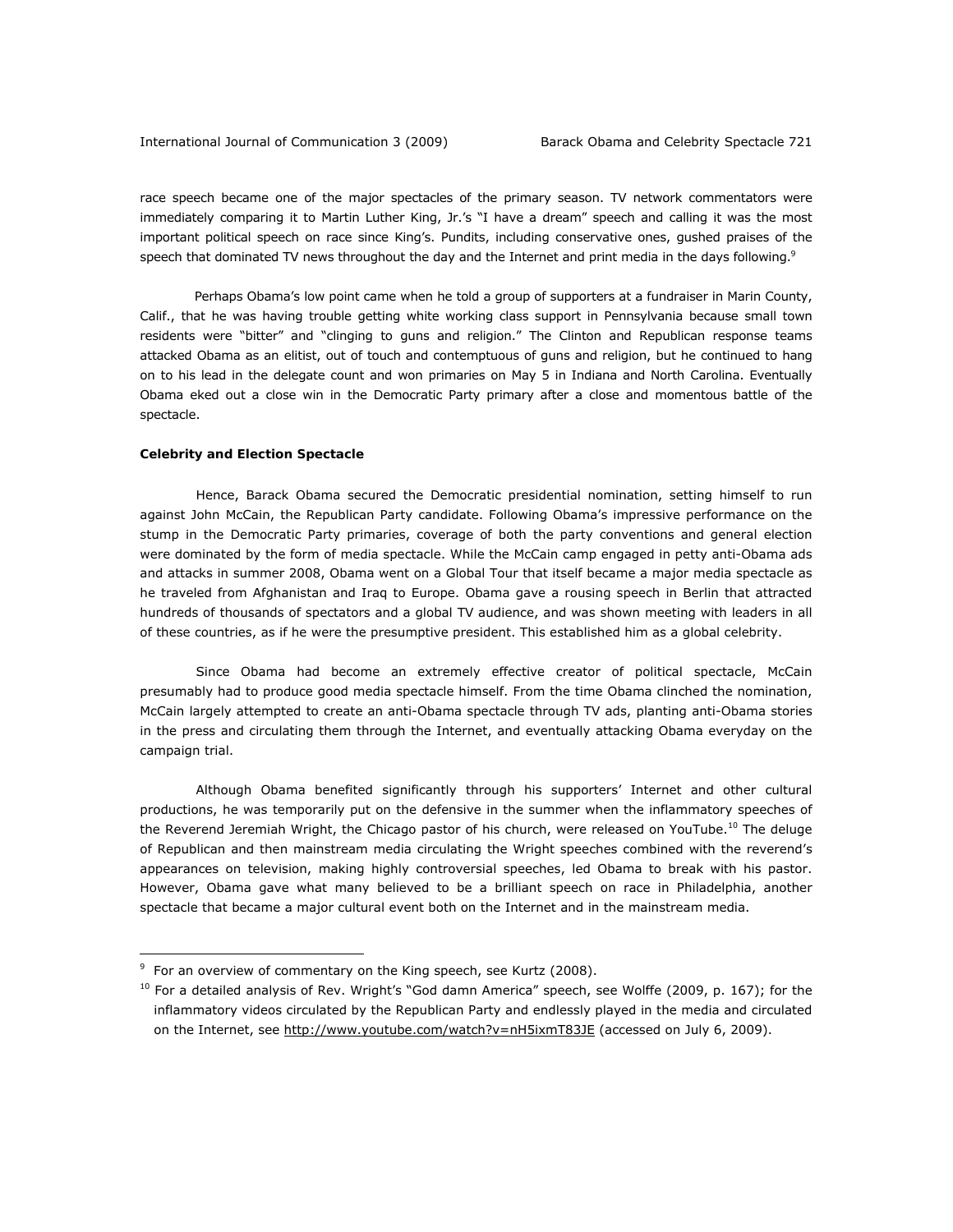race speech became one of the major spectacles of the primary season. TV network commentators were immediately comparing it to Martin Luther King, Jr.'s "I have a dream" speech and calling it was the most important political speech on race since King's. Pundits, including conservative ones, gushed praises of the speech that dominated TV news throughout the day and the Internet and print media in the days following.[9]

Perhaps Obama's low point came when he told a group of supporters at a fundraiser in Marin County, Calif., that he was having trouble getting white working class support in Pennsylvania because small town residents were "bitter" and "clinging to guns and religion." The Clinton and Republican response teams attacked Obama as an elitist, out of touch and contemptuous of guns and religion, but he continued to hang on to his lead in the delegate count and won primaries on May 5 in Indiana and North Carolina. Eventually Obama eked out a close win in the Democratic Party primary after a close and momentous battle of the spectacle.

**Celebrity and Election Spectacle**

Hence, Barack Obama secured the Democratic presidential nomination, setting himself to run against John McCain, the Republican Party candidate. Following Obama's impressive performance on the stump in the Democratic Party primaries, coverage of both the party conventions and general election were dominated by the form of media spectacle. While the McCain camp engaged in petty anti-Obama ads and attacks in summer 2008, Obama went on a Global Tour that itself became a major media spectacle as he traveled from Afghanistan and Iraq to Europe. Obama gave a rousing speech in Berlin that attracted hundreds of thousands of spectators and a global TV audience, and was shown meeting with leaders in all of these countries, as if he were the presumptive president. This established him as a global celebrity.

Since Obama had become an extremely effective creator of political spectacle, McCain presumably had to produce good media spectacle himself. From the time Obama clinched the nomination, McCain largely attempted to create an anti-Obama spectacle through TV ads, planting anti-Obama stories in the press and circulating them through the Internet, and eventually attacking Obama everyday on the campaign trial.

Although Obama benefited significantly through his supporters' Internet and other cultural productions, he was temporarily put on the defensive in the summer when the inflammatory speeches of the Reverend Jeremiah Wright, the Chicago pastor of his church, were released on YouTube.[10] The deluge of Republican and then mainstream media circulating the Wright speeches combined with the reverend's appearances on television, making highly controversial speeches, led Obama to break with his pastor. However, Obama gave what many believed to be a brilliant speech on race in Philadelphia, another spectacle that became a major cultural event both on the Internet and in the mainstream media.

---

[9] For an overview of commentary on the King speech, see Kurtz (2008).

[10] For a detailed analysis of Rev. Wright's "God damn America" speech, see Wolffe (2009, p. 167); for the inflammatory videos circulated by the Republican Party and endlessly played in the media and circulated on the Internet, see http://www.youtube.com/watch?v=nH5ixmT83JE (accessed on July 6, 2009).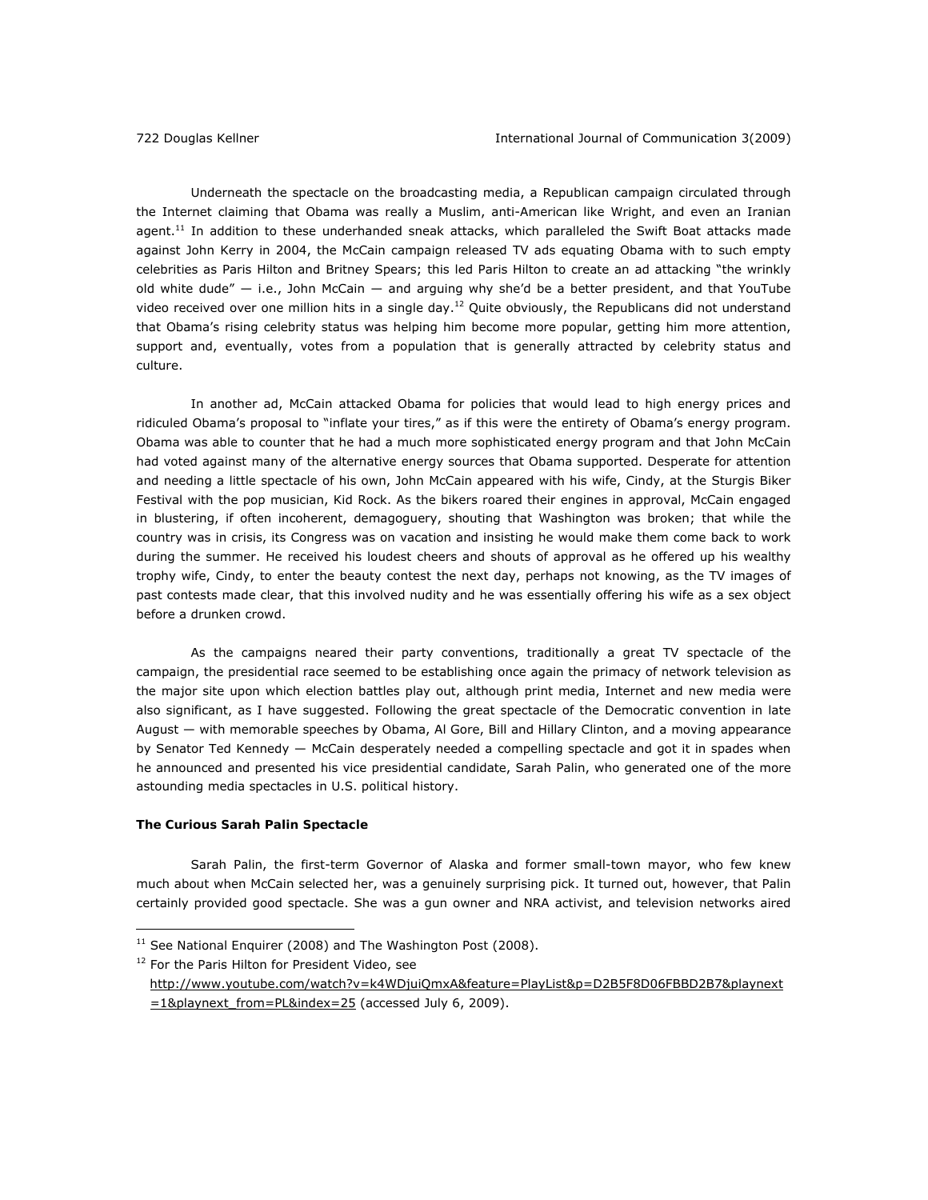Underneath the spectacle on the broadcasting media, a Republican campaign circulated through the Internet claiming that Obama was really a Muslim, anti-American like Wright, and even an Iranian agent.[11] In addition to these underhanded sneak attacks, which paralleled the Swift Boat attacks made against John Kerry in 2004, the McCain campaign released TV ads equating Obama with to such empty celebrities as Paris Hilton and Britney Spears; this led Paris Hilton to create an ad attacking "the wrinkly old white dude" — i.e., John McCain — and arguing why she'd be a better president, and that YouTube video received over one million hits in a single day.[12] Quite obviously, the Republicans did not understand that Obama's rising celebrity status was helping him become more popular, getting him more attention, support and, eventually, votes from a population that is generally attracted by celebrity status and culture.

In another ad, McCain attacked Obama for policies that would lead to high energy prices and ridiculed Obama's proposal to "inflate your tires," as if this were the entirety of Obama's energy program. Obama was able to counter that he had a much more sophisticated energy program and that John McCain had voted against many of the alternative energy sources that Obama supported. Desperate for attention and needing a little spectacle of his own, John McCain appeared with his wife, Cindy, at the Sturgis Biker Festival with the pop musician, Kid Rock. As the bikers roared their engines in approval, McCain engaged in blustering, if often incoherent, demagoguery, shouting that Washington was broken; that while the country was in crisis, its Congress was on vacation and insisting he would make them come back to work during the summer. He received his loudest cheers and shouts of approval as he offered up his wealthy trophy wife, Cindy, to enter the beauty contest the next day, perhaps not knowing, as the TV images of past contests made clear, that this involved nudity and he was essentially offering his wife as a sex object before a drunken crowd.

As the campaigns neared their party conventions, traditionally a great TV spectacle of the campaign, the presidential race seemed to be establishing once again the primacy of network television as the major site upon which election battles play out, although print media, Internet and new media were also significant, as I have suggested. Following the great spectacle of the Democratic convention in late August — with memorable speeches by Obama, Al Gore, Bill and Hillary Clinton, and a moving appearance by Senator Ted Kennedy — McCain desperately needed a compelling spectacle and got it in spades when he announced and presented his vice presidential candidate, Sarah Palin, who generated one of the more astounding media spectacles in U.S. political history.

### The Curious Sarah Palin Spectacle

Sarah Palin, the first-term Governor of Alaska and former small-town mayor, who few knew much about when McCain selected her, was a genuinely surprising pick. It turned out, however, that Palin certainly provided good spectacle. She was a gun owner and NRA activist, and television networks aired

---

[11] See National Enquirer (2008) and The Washington Post (2008).

[12] For the Paris Hilton for President Video, see http://www.youtube.com/watch?v=k4WDjuiQmxA&feature=PlayList&p=D2B5F8D06FBBD2B7&playnext=1&playnext_from=PL&index=25 (accessed July 6, 2009).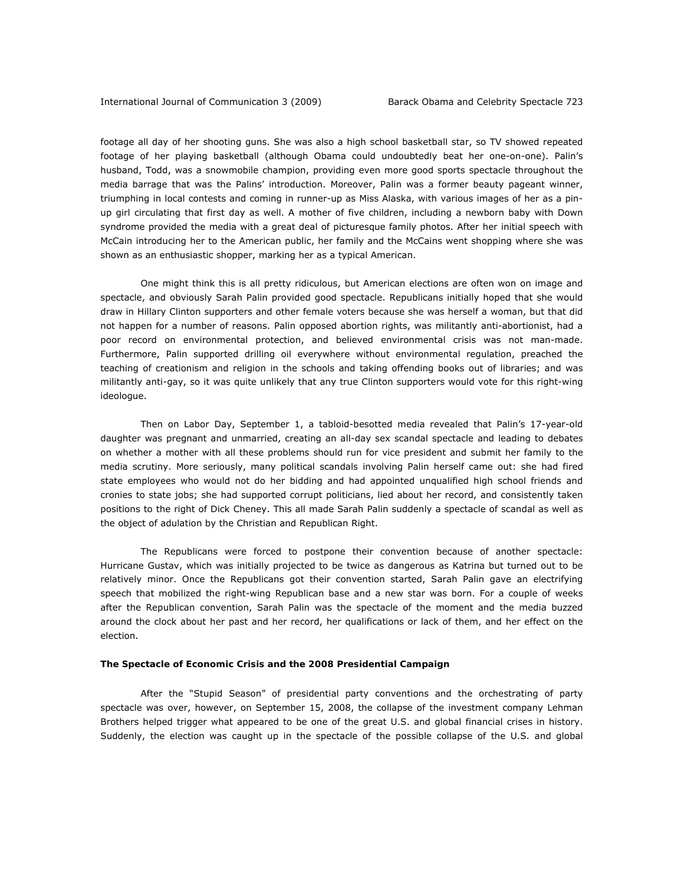footage all day of her shooting guns. She was also a high school basketball star, so TV showed repeated footage of her playing basketball (although Obama could undoubtedly beat her one-on-one). Palin's husband, Todd, was a snowmobile champion, providing even more good sports spectacle throughout the media barrage that was the Palins' introduction. Moreover, Palin was a former beauty pageant winner, triumphing in local contests and coming in runner-up as Miss Alaska, with various images of her as a pin-up girl circulating that first day as well. A mother of five children, including a newborn baby with Down syndrome provided the media with a great deal of picturesque family photos. After her initial speech with McCain introducing her to the American public, her family and the McCains went shopping where she was shown as an enthusiastic shopper, marking her as a typical American.

One might think this is all pretty ridiculous, but American elections are often won on image and spectacle, and obviously Sarah Palin provided good spectacle. Republicans initially hoped that she would draw in Hillary Clinton supporters and other female voters because she was herself a woman, but that did not happen for a number of reasons. Palin opposed abortion rights, was militantly anti-abortionist, had a poor record on environmental protection, and believed environmental crisis was not man-made. Furthermore, Palin supported drilling oil everywhere without environmental regulation, preached the teaching of creationism and religion in the schools and taking offending books out of libraries; and was militantly anti-gay, so it was quite unlikely that any true Clinton supporters would vote for this right-wing ideologue.

Then on Labor Day, September 1, a tabloid-besotted media revealed that Palin's 17-year-old daughter was pregnant and unmarried, creating an all-day sex scandal spectacle and leading to debates on whether a mother with all these problems should run for vice president and submit her family to the media scrutiny. More seriously, many political scandals involving Palin herself came out: she had fired state employees who would not do her bidding and had appointed unqualified high school friends and cronies to state jobs; she had supported corrupt politicians, lied about her record, and consistently taken positions to the right of Dick Cheney. This all made Sarah Palin suddenly a spectacle of scandal as well as the object of adulation by the Christian and Republican Right.

The Republicans were forced to postpone their convention because of another spectacle: Hurricane Gustav, which was initially projected to be twice as dangerous as Katrina but turned out to be relatively minor. Once the Republicans got their convention started, Sarah Palin gave an electrifying speech that mobilized the right-wing Republican base and a new star was born. For a couple of weeks after the Republican convention, Sarah Palin was the spectacle of the moment and the media buzzed around the clock about her past and her record, her qualifications or lack of them, and her effect on the election.

### The Spectacle of Economic Crisis and the 2008 Presidential Campaign

After the "Stupid Season" of presidential party conventions and the orchestrating of party spectacle was over, however, on September 15, 2008, the collapse of the investment company Lehman Brothers helped trigger what appeared to be one of the great U.S. and global financial crises in history. Suddenly, the election was caught up in the spectacle of the possible collapse of the U.S. and global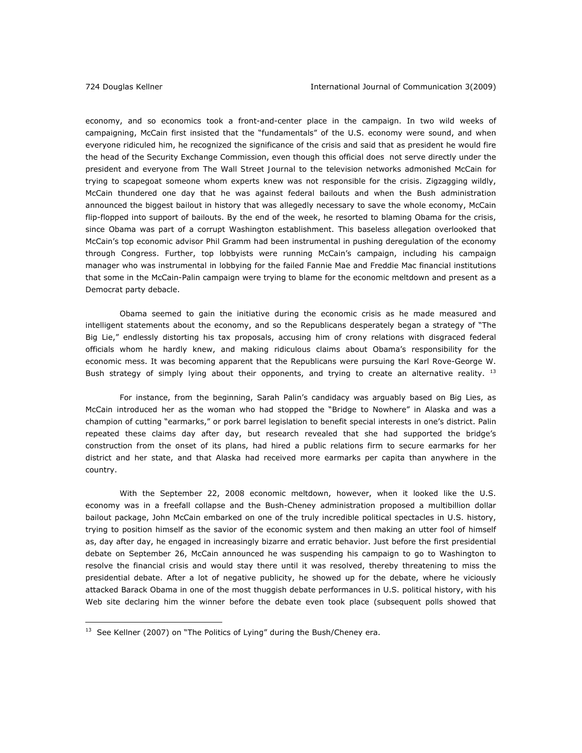economy, and so economics took a front-and-center place in the campaign. In two wild weeks of campaigning, McCain first insisted that the "fundamentals" of the U.S. economy were sound, and when everyone ridiculed him, he recognized the significance of the crisis and said that as president he would fire the head of the Security Exchange Commission, even though this official does not serve directly under the president and everyone from The Wall Street Journal to the television networks admonished McCain for trying to scapegoat someone whom experts knew was not responsible for the crisis. Zigzagging wildly, McCain thundered one day that he was against federal bailouts and when the Bush administration announced the biggest bailout in history that was allegedly necessary to save the whole economy, McCain flip-flopped into support of bailouts. By the end of the week, he resorted to blaming Obama for the crisis, since Obama was part of a corrupt Washington establishment. This baseless allegation overlooked that McCain's top economic advisor Phil Gramm had been instrumental in pushing deregulation of the economy through Congress. Further, top lobbyists were running McCain's campaign, including his campaign manager who was instrumental in lobbying for the failed Fannie Mae and Freddie Mac financial institutions that some in the McCain-Palin campaign were trying to blame for the economic meltdown and present as a Democrat party debacle.

Obama seemed to gain the initiative during the economic crisis as he made measured and intelligent statements about the economy, and so the Republicans desperately began a strategy of "The Big Lie," endlessly distorting his tax proposals, accusing him of crony relations with disgraced federal officials whom he hardly knew, and making ridiculous claims about Obama's responsibility for the economic mess. It was becoming apparent that the Republicans were pursuing the Karl Rove-George W. Bush strategy of simply lying about their opponents, and trying to create an alternative reality. [13]

For instance, from the beginning, Sarah Palin's candidacy was arguably based on Big Lies, as McCain introduced her as the woman who had stopped the "Bridge to Nowhere" in Alaska and was a champion of cutting "earmarks," or pork barrel legislation to benefit special interests in one's district. Palin repeated these claims day after day, but research revealed that she had supported the bridge's construction from the onset of its plans, had hired a public relations firm to secure earmarks for her district and her state, and that Alaska had received more earmarks per capita than anywhere in the country.

With the September 22, 2008 economic meltdown, however, when it looked like the U.S. economy was in a freefall collapse and the Bush-Cheney administration proposed a multibillion dollar bailout package, John McCain embarked on one of the truly incredible political spectacles in U.S. history, trying to position himself as the savior of the economic system and then making an utter fool of himself as, day after day, he engaged in increasingly bizarre and erratic behavior. Just before the first presidential debate on September 26, McCain announced he was suspending his campaign to go to Washington to resolve the financial crisis and would stay there until it was resolved, thereby threatening to miss the presidential debate. After a lot of negative publicity, he showed up for the debate, where he viciously attacked Barack Obama in one of the most thuggish debate performances in U.S. political history, with his Web site declaring him the winner before the debate even took place (subsequent polls showed that

---

[13] See Kellner (2007) on "The Politics of Lying" during the Bush/Cheney era.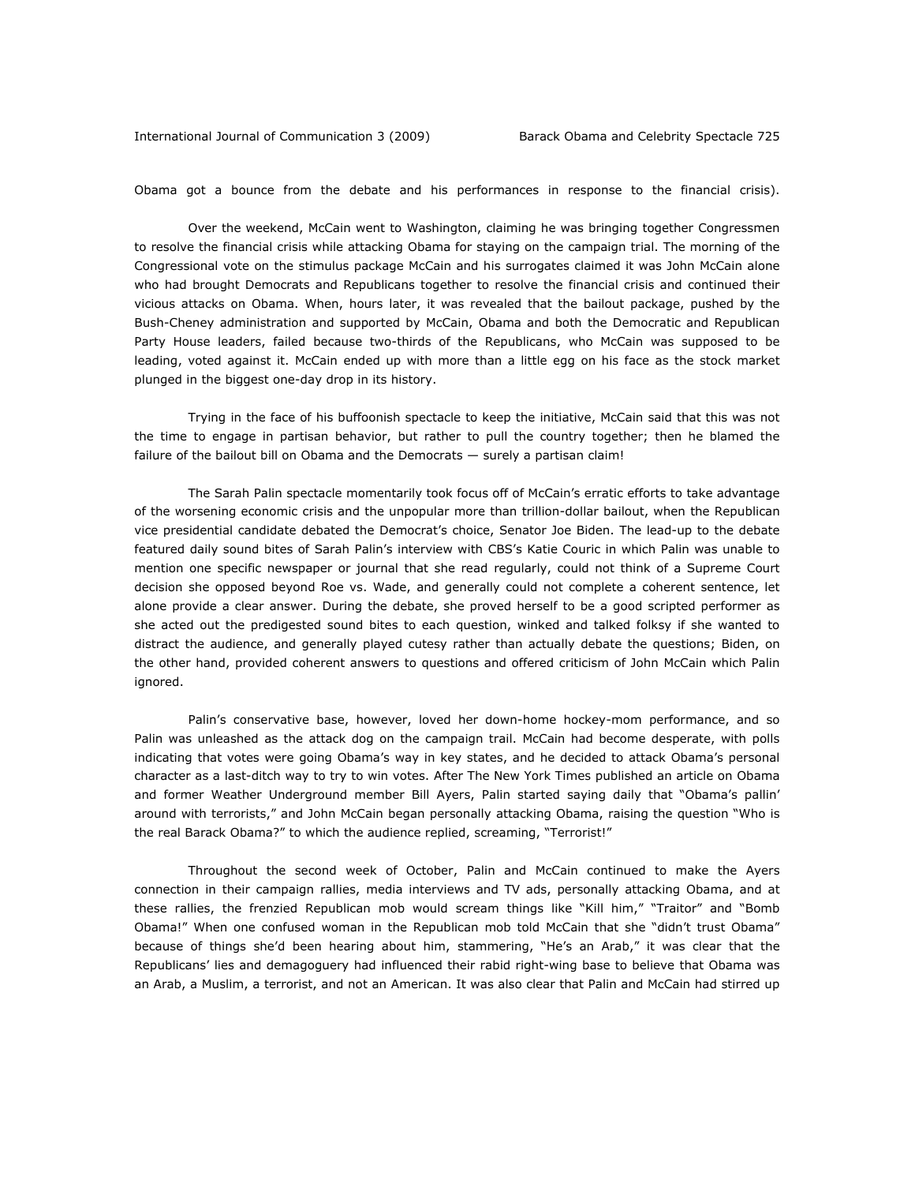Obama got a bounce from the debate and his performances in response to the financial crisis).

Over the weekend, McCain went to Washington, claiming he was bringing together Congressmen to resolve the financial crisis while attacking Obama for staying on the campaign trial. The morning of the Congressional vote on the stimulus package McCain and his surrogates claimed it was John McCain alone who had brought Democrats and Republicans together to resolve the financial crisis and continued their vicious attacks on Obama. When, hours later, it was revealed that the bailout package, pushed by the Bush-Cheney administration and supported by McCain, Obama and both the Democratic and Republican Party House leaders, failed because two-thirds of the Republicans, who McCain was supposed to be leading, voted against it. McCain ended up with more than a little egg on his face as the stock market plunged in the biggest one-day drop in its history.

Trying in the face of his buffoonish spectacle to keep the initiative, McCain said that this was not the time to engage in partisan behavior, but rather to pull the country together; then he blamed the failure of the bailout bill on Obama and the Democrats — surely a partisan claim!

The Sarah Palin spectacle momentarily took focus off of McCain's erratic efforts to take advantage of the worsening economic crisis and the unpopular more than trillion-dollar bailout, when the Republican vice presidential candidate debated the Democrat's choice, Senator Joe Biden. The lead-up to the debate featured daily sound bites of Sarah Palin's interview with CBS's Katie Couric in which Palin was unable to mention one specific newspaper or journal that she read regularly, could not think of a Supreme Court decision she opposed beyond Roe vs. Wade, and generally could not complete a coherent sentence, let alone provide a clear answer. During the debate, she proved herself to be a good scripted performer as she acted out the predigested sound bites to each question, winked and talked folksy if she wanted to distract the audience, and generally played cutesy rather than actually debate the questions; Biden, on the other hand, provided coherent answers to questions and offered criticism of John McCain which Palin ignored.

Palin's conservative base, however, loved her down-home hockey-mom performance, and so Palin was unleashed as the attack dog on the campaign trail. McCain had become desperate, with polls indicating that votes were going Obama's way in key states, and he decided to attack Obama's personal character as a last-ditch way to try to win votes. After The New York Times published an article on Obama and former Weather Underground member Bill Ayers, Palin started saying daily that "Obama's pallin' around with terrorists," and John McCain began personally attacking Obama, raising the question "Who is the real Barack Obama?" to which the audience replied, screaming, "Terrorist!"

Throughout the second week of October, Palin and McCain continued to make the Ayers connection in their campaign rallies, media interviews and TV ads, personally attacking Obama, and at these rallies, the frenzied Republican mob would scream things like "Kill him," "Traitor" and "Bomb Obama!" When one confused woman in the Republican mob told McCain that she "didn't trust Obama" because of things she'd been hearing about him, stammering, "He's an Arab," it was clear that the Republicans' lies and demagoguery had influenced their rabid right-wing base to believe that Obama was an Arab, a Muslim, a terrorist, and not an American. It was also clear that Palin and McCain had stirred up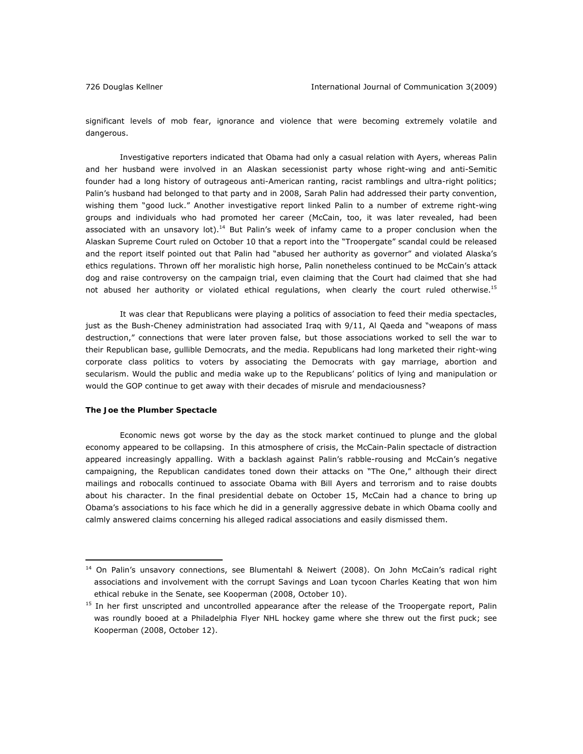significant levels of mob fear, ignorance and violence that were becoming extremely volatile and dangerous.

Investigative reporters indicated that Obama had only a casual relation with Ayers, whereas Palin and her husband were involved in an Alaskan secessionist party whose right-wing and anti-Semitic founder had a long history of outrageous anti-American ranting, racist ramblings and ultra-right politics; Palin's husband had belonged to that party and in 2008, Sarah Palin had addressed their party convention, wishing them "good luck." Another investigative report linked Palin to a number of extreme right-wing groups and individuals who had promoted her career (McCain, too, it was later revealed, had been associated with an unsavory lot).[14] But Palin's week of infamy came to a proper conclusion when the Alaskan Supreme Court ruled on October 10 that a report into the "Troopergate" scandal could be released and the report itself pointed out that Palin had "abused her authority as governor" and violated Alaska's ethics regulations. Thrown off her moralistic high horse, Palin nonetheless continued to be McCain's attack dog and raise controversy on the campaign trial, even claiming that the Court had claimed that she had not abused her authority or violated ethical regulations, when clearly the court ruled otherwise.[15]

It was clear that Republicans were playing a politics of association to feed their media spectacles, just as the Bush-Cheney administration had associated Iraq with 9/11, Al Qaeda and "weapons of mass destruction," connections that were later proven false, but those associations worked to sell the war to their Republican base, gullible Democrats, and the media. Republicans had long marketed their right-wing corporate class politics to voters by associating the Democrats with gay marriage, abortion and secularism. Would the public and media wake up to the Republicans' politics of lying and manipulation or would the GOP continue to get away with their decades of misrule and mendaciousness?

**The Joe the Plumber Spectacle**

Economic news got worse by the day as the stock market continued to plunge and the global economy appeared to be collapsing. In this atmosphere of crisis, the McCain-Palin spectacle of distraction appeared increasingly appalling. With a backlash against Palin's rabble-rousing and McCain's negative campaigning, the Republican candidates toned down their attacks on "The One," although their direct mailings and robocalls continued to associate Obama with Bill Ayers and terrorism and to raise doubts about his character. In the final presidential debate on October 15, McCain had a chance to bring up Obama's associations to his face which he did in a generally aggressive debate in which Obama coolly and calmly answered claims concerning his alleged radical associations and easily dismissed them.

---

[14] On Palin's unsavory connections, see Blumentahl & Neiwert (2008). On John McCain's radical right associations and involvement with the corrupt Savings and Loan tycoon Charles Keating that won him ethical rebuke in the Senate, see Kooperman (2008, October 10).

[15] In her first unscripted and uncontrolled appearance after the release of the Troopergate report, Palin was roundly booed at a Philadelphia Flyer NHL hockey game where she threw out the first puck; see Kooperman (2008, October 12).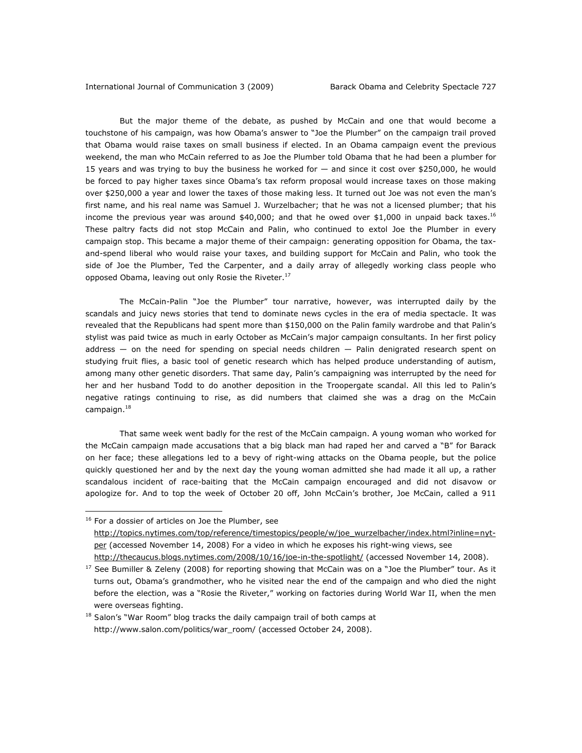But the major theme of the debate, as pushed by McCain and one that would become a touchstone of his campaign, was how Obama's answer to "Joe the Plumber" on the campaign trail proved that Obama would raise taxes on small business if elected. In an Obama campaign event the previous weekend, the man who McCain referred to as Joe the Plumber told Obama that he had been a plumber for 15 years and was trying to buy the business he worked for — and since it cost over $250,000, he would be forced to pay higher taxes since Obama's tax reform proposal would increase taxes on those making over $250,000 a year and lower the taxes of those making less. It turned out Joe was not even the man's first name, and his real name was Samuel J. Wurzelbacher; that he was not a licensed plumber; that his income the previous year was around $40,000; and that he owed over $1,000 in unpaid back taxes.[16] These paltry facts did not stop McCain and Palin, who continued to extol Joe the Plumber in every campaign stop. This became a major theme of their campaign: generating opposition for Obama, the tax-and-spend liberal who would raise your taxes, and building support for McCain and Palin, who took the side of Joe the Plumber, Ted the Carpenter, and a daily array of allegedly working class people who opposed Obama, leaving out only Rosie the Riveter.[17]

The McCain-Palin "Joe the Plumber" tour narrative, however, was interrupted daily by the scandals and juicy news stories that tend to dominate news cycles in the era of media spectacle. It was revealed that the Republicans had spent more than $150,000 on the Palin family wardrobe and that Palin's stylist was paid twice as much in early October as McCain's major campaign consultants. In her first policy address — on the need for spending on special needs children — Palin denigrated research spent on studying fruit flies, a basic tool of genetic research which has helped produce understanding of autism, among many other genetic disorders. That same day, Palin's campaigning was interrupted by the need for her and her husband Todd to do another deposition in the Troopergate scandal. All this led to Palin's negative ratings continuing to rise, as did numbers that claimed she was a drag on the McCain campaign.[18]

That same week went badly for the rest of the McCain campaign. A young woman who worked for the McCain campaign made accusations that a big black man had raped her and carved a "B" for Barack on her face; these allegations led to a bevy of right-wing attacks on the Obama people, but the police quickly questioned her and by the next day the young woman admitted she had made it all up, a rather scandalous incident of race-baiting that the McCain campaign encouraged and did not disavow or apologize for. And to top the week of October 20 off, John McCain's brother, Joe McCain, called a 911

---

[16] For a dossier of articles on Joe the Plumber, see http://topics.nytimes.com/top/reference/timestopics/people/w/joe_wurzelbacher/index.html?inline=nyt-per (accessed November 14, 2008) For a video in which he exposes his right-wing views, see http://thecaucus.blogs.nytimes.com/2008/10/16/joe-in-the-spotlight/ (accessed November 14, 2008).

[17] See Bumiller & Zeleny (2008) for reporting showing that McCain was on a "Joe the Plumber" tour. As it turns out, Obama's grandmother, who he visited near the end of the campaign and who died the night before the election, was a "Rosie the Riveter," working on factories during World War II, when the men were overseas fighting.

[18] Salon's "War Room" blog tracks the daily campaign trail of both camps at http://www.salon.com/politics/war_room/ (accessed October 24, 2008).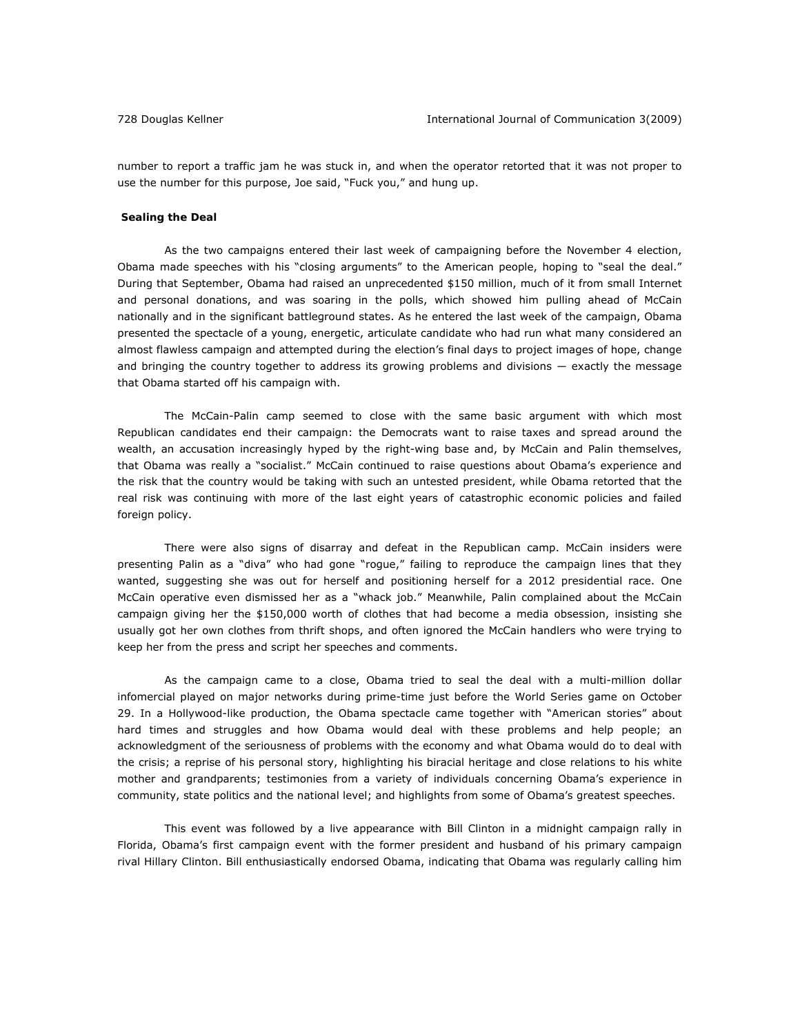number to report a traffic jam he was stuck in, and when the operator retorted that it was not proper to use the number for this purpose, Joe said, "Fuck you," and hung up.

**Sealing the Deal**

As the two campaigns entered their last week of campaigning before the November 4 election, Obama made speeches with his "closing arguments" to the American people, hoping to "seal the deal." During that September, Obama had raised an unprecedented $150 million, much of it from small Internet and personal donations, and was soaring in the polls, which showed him pulling ahead of McCain nationally and in the significant battleground states. As he entered the last week of the campaign, Obama presented the spectacle of a young, energetic, articulate candidate who had run what many considered an almost flawless campaign and attempted during the election's final days to project images of hope, change and bringing the country together to address its growing problems and divisions — exactly the message that Obama started off his campaign with.

The McCain-Palin camp seemed to close with the same basic argument with which most Republican candidates end their campaign: the Democrats want to raise taxes and spread around the wealth, an accusation increasingly hyped by the right-wing base and, by McCain and Palin themselves, that Obama was really a "socialist." McCain continued to raise questions about Obama's experience and the risk that the country would be taking with such an untested president, while Obama retorted that the real risk was continuing with more of the last eight years of catastrophic economic policies and failed foreign policy.

There were also signs of disarray and defeat in the Republican camp. McCain insiders were presenting Palin as a "diva" who had gone "rogue," failing to reproduce the campaign lines that they wanted, suggesting she was out for herself and positioning herself for a 2012 presidential race. One McCain operative even dismissed her as a "whack job." Meanwhile, Palin complained about the McCain campaign giving her the $150,000 worth of clothes that had become a media obsession, insisting she usually got her own clothes from thrift shops, and often ignored the McCain handlers who were trying to keep her from the press and script her speeches and comments.

As the campaign came to a close, Obama tried to seal the deal with a multi-million dollar infomercial played on major networks during prime-time just before the World Series game on October 29. In a Hollywood-like production, the Obama spectacle came together with "American stories" about hard times and struggles and how Obama would deal with these problems and help people; an acknowledgment of the seriousness of problems with the economy and what Obama would do to deal with the crisis; a reprise of his personal story, highlighting his biracial heritage and close relations to his white mother and grandparents; testimonies from a variety of individuals concerning Obama's experience in community, state politics and the national level; and highlights from some of Obama's greatest speeches.

This event was followed by a live appearance with Bill Clinton in a midnight campaign rally in Florida, Obama's first campaign event with the former president and husband of his primary campaign rival Hillary Clinton. Bill enthusiastically endorsed Obama, indicating that Obama was regularly calling him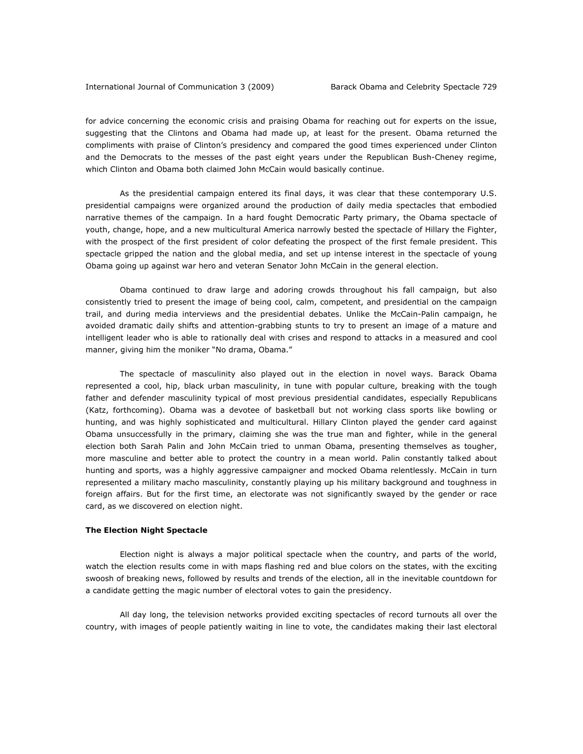for advice concerning the economic crisis and praising Obama for reaching out for experts on the issue, suggesting that the Clintons and Obama had made up, at least for the present. Obama returned the compliments with praise of Clinton's presidency and compared the good times experienced under Clinton and the Democrats to the messes of the past eight years under the Republican Bush-Cheney regime, which Clinton and Obama both claimed John McCain would basically continue.

As the presidential campaign entered its final days, it was clear that these contemporary U.S. presidential campaigns were organized around the production of daily media spectacles that embodied narrative themes of the campaign. In a hard fought Democratic Party primary, the Obama spectacle of youth, change, hope, and a new multicultural America narrowly bested the spectacle of Hillary the Fighter, with the prospect of the first president of color defeating the prospect of the first female president. This spectacle gripped the nation and the global media, and set up intense interest in the spectacle of young Obama going up against war hero and veteran Senator John McCain in the general election.

Obama continued to draw large and adoring crowds throughout his fall campaign, but also consistently tried to present the image of being cool, calm, competent, and presidential on the campaign trail, and during media interviews and the presidential debates. Unlike the McCain-Palin campaign, he avoided dramatic daily shifts and attention-grabbing stunts to try to present an image of a mature and intelligent leader who is able to rationally deal with crises and respond to attacks in a measured and cool manner, giving him the moniker "No drama, Obama."

The spectacle of masculinity also played out in the election in novel ways. Barack Obama represented a cool, hip, black urban masculinity, in tune with popular culture, breaking with the tough father and defender masculinity typical of most previous presidential candidates, especially Republicans (Katz, forthcoming). Obama was a devotee of basketball but not working class sports like bowling or hunting, and was highly sophisticated and multicultural. Hillary Clinton played the gender card against Obama unsuccessfully in the primary, claiming she was the true man and fighter, while in the general election both Sarah Palin and John McCain tried to unman Obama, presenting themselves as tougher, more masculine and better able to protect the country in a mean world. Palin constantly talked about hunting and sports, was a highly aggressive campaigner and mocked Obama relentlessly. McCain in turn represented a military macho masculinity, constantly playing up his military background and toughness in foreign affairs. But for the first time, an electorate was not significantly swayed by the gender or race card, as we discovered on election night.

**The Election Night Spectacle**

Election night is always a major political spectacle when the country, and parts of the world, watch the election results come in with maps flashing red and blue colors on the states, with the exciting swoosh of breaking news, followed by results and trends of the election, all in the inevitable countdown for a candidate getting the magic number of electoral votes to gain the presidency.

All day long, the television networks provided exciting spectacles of record turnouts all over the country, with images of people patiently waiting in line to vote, the candidates making their last electoral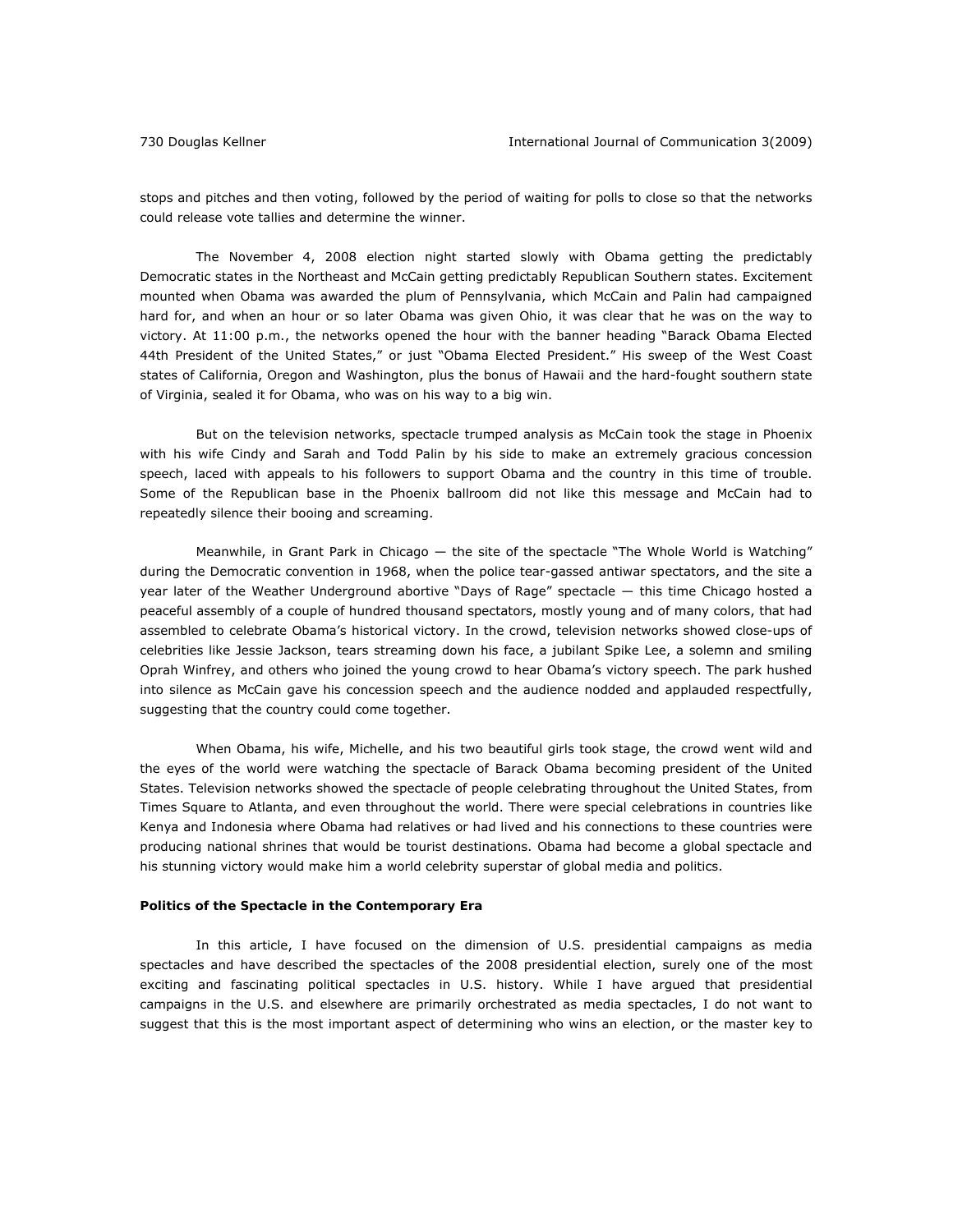stops and pitches and then voting, followed by the period of waiting for polls to close so that the networks could release vote tallies and determine the winner.

The November 4, 2008 election night started slowly with Obama getting the predictably Democratic states in the Northeast and McCain getting predictably Republican Southern states. Excitement mounted when Obama was awarded the plum of Pennsylvania, which McCain and Palin had campaigned hard for, and when an hour or so later Obama was given Ohio, it was clear that he was on the way to victory. At 11:00 p.m., the networks opened the hour with the banner heading "Barack Obama Elected 44th President of the United States," or just "Obama Elected President." His sweep of the West Coast states of California, Oregon and Washington, plus the bonus of Hawaii and the hard-fought southern state of Virginia, sealed it for Obama, who was on his way to a big win.

But on the television networks, spectacle trumped analysis as McCain took the stage in Phoenix with his wife Cindy and Sarah and Todd Palin by his side to make an extremely gracious concession speech, laced with appeals to his followers to support Obama and the country in this time of trouble. Some of the Republican base in the Phoenix ballroom did not like this message and McCain had to repeatedly silence their booing and screaming.

Meanwhile, in Grant Park in Chicago — the site of the spectacle "The Whole World is Watching" during the Democratic convention in 1968, when the police tear-gassed antiwar spectators, and the site a year later of the Weather Underground abortive "Days of Rage" spectacle — this time Chicago hosted a peaceful assembly of a couple of hundred thousand spectators, mostly young and of many colors, that had assembled to celebrate Obama's historical victory. In the crowd, television networks showed close-ups of celebrities like Jessie Jackson, tears streaming down his face, a jubilant Spike Lee, a solemn and smiling Oprah Winfrey, and others who joined the young crowd to hear Obama's victory speech. The park hushed into silence as McCain gave his concession speech and the audience nodded and applauded respectfully, suggesting that the country could come together.

When Obama, his wife, Michelle, and his two beautiful girls took stage, the crowd went wild and the eyes of the world were watching the spectacle of Barack Obama becoming president of the United States. Television networks showed the spectacle of people celebrating throughout the United States, from Times Square to Atlanta, and even throughout the world. There were special celebrations in countries like Kenya and Indonesia where Obama had relatives or had lived and his connections to these countries were producing national shrines that would be tourist destinations. Obama had become a global spectacle and his stunning victory would make him a world celebrity superstar of global media and politics.

**Politics of the Spectacle in the Contemporary Era**

In this article, I have focused on the dimension of U.S. presidential campaigns as media spectacles and have described the spectacles of the 2008 presidential election, surely one of the most exciting and fascinating political spectacles in U.S. history. While I have argued that presidential campaigns in the U.S. and elsewhere are primarily orchestrated as media spectacles, I do not want to suggest that this is the most important aspect of determining who wins an election, or the master key to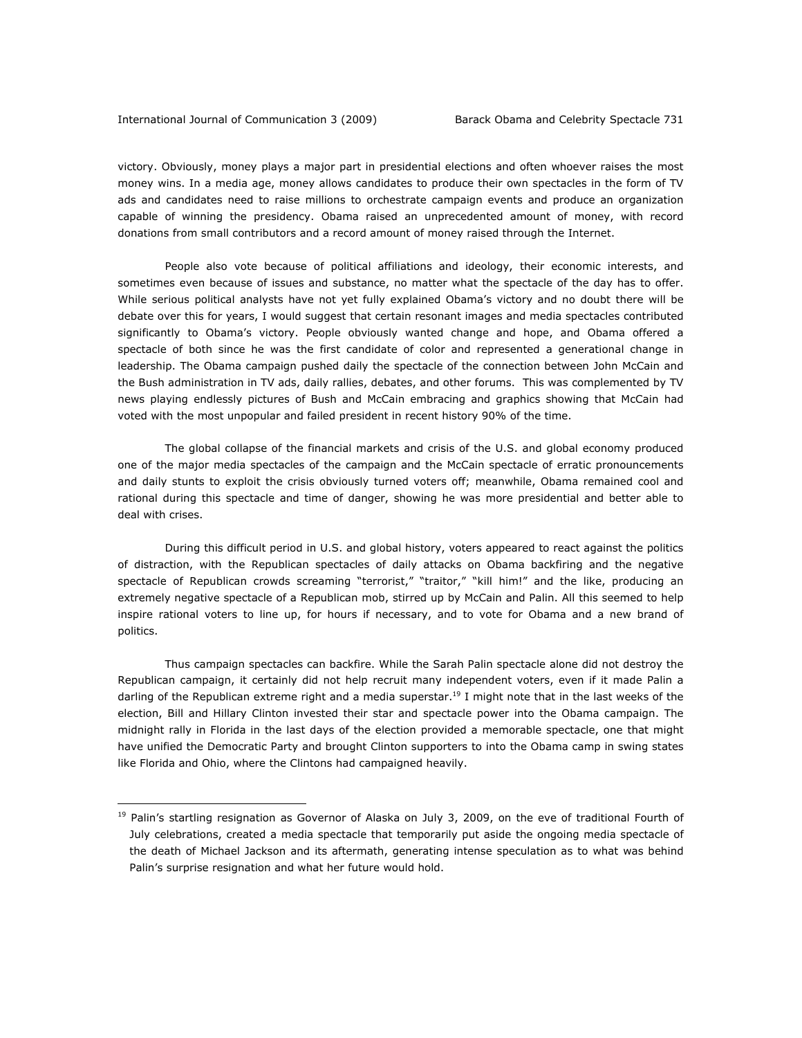victory. Obviously, money plays a major part in presidential elections and often whoever raises the most money wins. In a media age, money allows candidates to produce their own spectacles in the form of TV ads and candidates need to raise millions to orchestrate campaign events and produce an organization capable of winning the presidency. Obama raised an unprecedented amount of money, with record donations from small contributors and a record amount of money raised through the Internet.

People also vote because of political affiliations and ideology, their economic interests, and sometimes even because of issues and substance, no matter what the spectacle of the day has to offer. While serious political analysts have not yet fully explained Obama's victory and no doubt there will be debate over this for years, I would suggest that certain resonant images and media spectacles contributed significantly to Obama's victory. People obviously wanted change and hope, and Obama offered a spectacle of both since he was the first candidate of color and represented a generational change in leadership. The Obama campaign pushed daily the spectacle of the connection between John McCain and the Bush administration in TV ads, daily rallies, debates, and other forums. This was complemented by TV news playing endlessly pictures of Bush and McCain embracing and graphics showing that McCain had voted with the most unpopular and failed president in recent history 90% of the time.

The global collapse of the financial markets and crisis of the U.S. and global economy produced one of the major media spectacles of the campaign and the McCain spectacle of erratic pronouncements and daily stunts to exploit the crisis obviously turned voters off; meanwhile, Obama remained cool and rational during this spectacle and time of danger, showing he was more presidential and better able to deal with crises.

During this difficult period in U.S. and global history, voters appeared to react against the politics of distraction, with the Republican spectacles of daily attacks on Obama backfiring and the negative spectacle of Republican crowds screaming "terrorist," "traitor," "kill him!" and the like, producing an extremely negative spectacle of a Republican mob, stirred up by McCain and Palin. All this seemed to help inspire rational voters to line up, for hours if necessary, and to vote for Obama and a new brand of politics.

Thus campaign spectacles can backfire. While the Sarah Palin spectacle alone did not destroy the Republican campaign, it certainly did not help recruit many independent voters, even if it made Palin a darling of the Republican extreme right and a media superstar.[19] I might note that in the last weeks of the election, Bill and Hillary Clinton invested their star and spectacle power into the Obama campaign. The midnight rally in Florida in the last days of the election provided a memorable spectacle, one that might have unified the Democratic Party and brought Clinton supporters to into the Obama camp in swing states like Florida and Ohio, where the Clintons had campaigned heavily.

---

[19] Palin's startling resignation as Governor of Alaska on July 3, 2009, on the eve of traditional Fourth of July celebrations, created a media spectacle that temporarily put aside the ongoing media spectacle of the death of Michael Jackson and its aftermath, generating intense speculation as to what was behind Palin's surprise resignation and what her future would hold.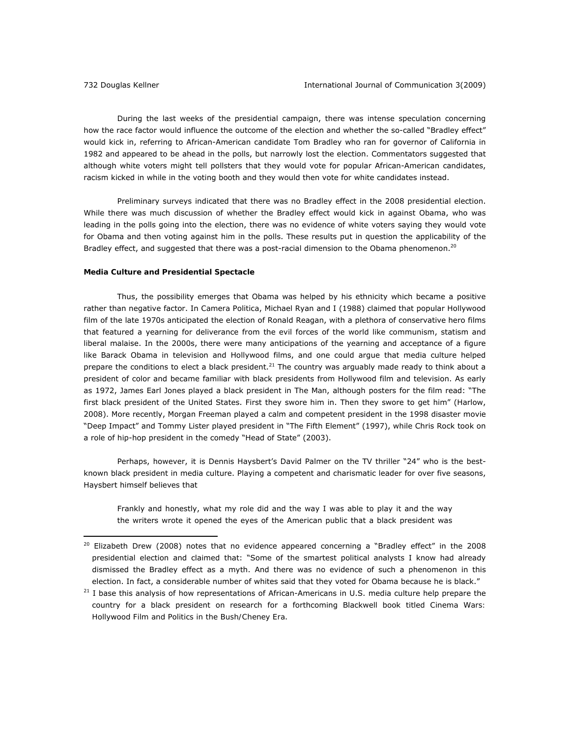During the last weeks of the presidential campaign, there was intense speculation concerning how the race factor would influence the outcome of the election and whether the so-called "Bradley effect" would kick in, referring to African-American candidate Tom Bradley who ran for governor of California in 1982 and appeared to be ahead in the polls, but narrowly lost the election. Commentators suggested that although white voters might tell pollsters that they would vote for popular African-American candidates, racism kicked in while in the voting booth and they would then vote for white candidates instead.

Preliminary surveys indicated that there was no Bradley effect in the 2008 presidential election. While there was much discussion of whether the Bradley effect would kick in against Obama, who was leading in the polls going into the election, there was no evidence of white voters saying they would vote for Obama and then voting against him in the polls. These results put in question the applicability of the Bradley effect, and suggested that there was a post-racial dimension to the Obama phenomenon.[20]

**Media Culture and Presidential Spectacle**

Thus, the possibility emerges that Obama was helped by his ethnicity which became a positive rather than negative factor. In Camera Politica, Michael Ryan and I (1988) claimed that popular Hollywood film of the late 1970s anticipated the election of Ronald Reagan, with a plethora of conservative hero films that featured a yearning for deliverance from the evil forces of the world like communism, statism and liberal malaise. In the 2000s, there were many anticipations of the yearning and acceptance of a figure like Barack Obama in television and Hollywood films, and one could argue that media culture helped prepare the conditions to elect a black president.[21] The country was arguably made ready to think about a president of color and became familiar with black presidents from Hollywood film and television. As early as 1972, James Earl Jones played a black president in The Man, although posters for the film read: "The first black president of the United States. First they swore him in. Then they swore to get him" (Harlow, 2008). More recently, Morgan Freeman played a calm and competent president in the 1998 disaster movie "Deep Impact" and Tommy Lister played president in "The Fifth Element" (1997), while Chris Rock took on a role of hip-hop president in the comedy "Head of State" (2003).

Perhaps, however, it is Dennis Haysbert's David Palmer on the TV thriller "24" who is the best-known black president in media culture. Playing a competent and charismatic leader for over five seasons, Haysbert himself believes that

> Frankly and honestly, what my role did and the way I was able to play it and the way the writers wrote it opened the eyes of the American public that a black president was

---

[20] Elizabeth Drew (2008) notes that no evidence appeared concerning a "Bradley effect" in the 2008 presidential election and claimed that: "Some of the smartest political analysts I know had already dismissed the Bradley effect as a myth. And there was no evidence of such a phenomenon in this election. In fact, a considerable number of whites said that they voted for Obama because he is black."

[21] I base this analysis of how representations of African-Americans in U.S. media culture help prepare the country for a black president on research for a forthcoming Blackwell book titled Cinema Wars: Hollywood Film and Politics in the Bush/Cheney Era.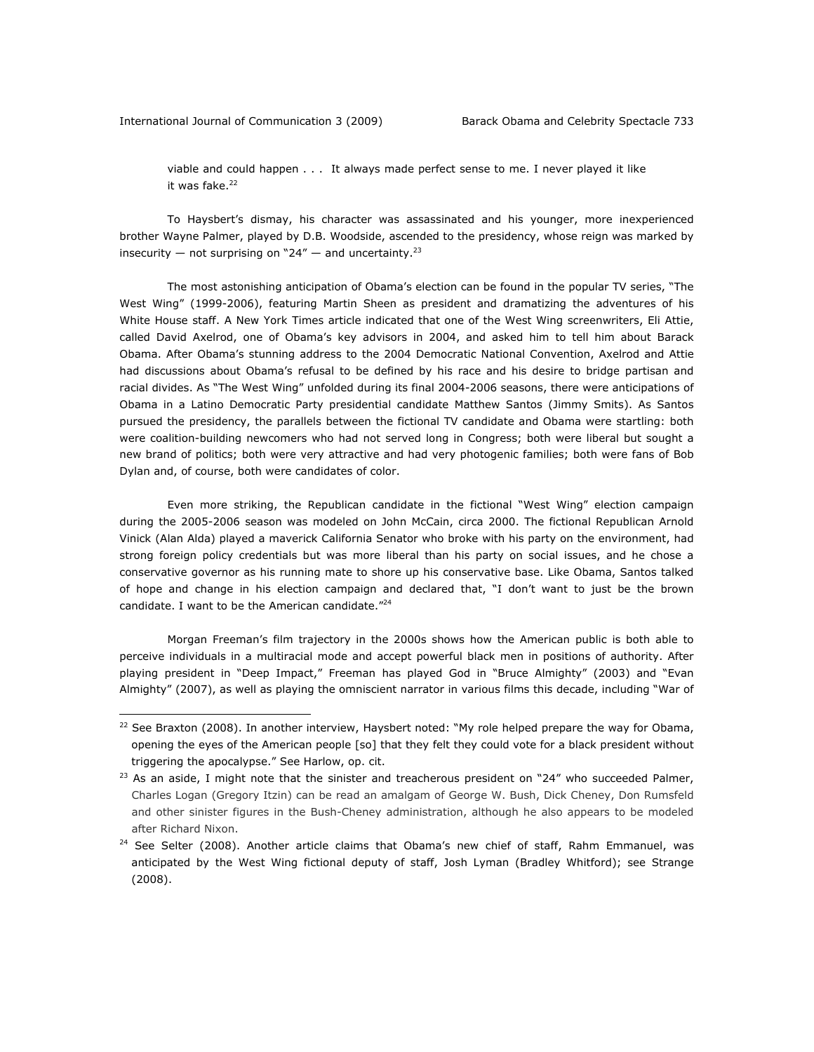viable and could happen . . . It always made perfect sense to me. I never played it like it was fake.[22]

To Haysbert's dismay, his character was assassinated and his younger, more inexperienced brother Wayne Palmer, played by D.B. Woodside, ascended to the presidency, whose reign was marked by insecurity — not surprising on "24" — and uncertainty.[23]

The most astonishing anticipation of Obama's election can be found in the popular TV series, "The West Wing" (1999-2006), featuring Martin Sheen as president and dramatizing the adventures of his White House staff. A New York Times article indicated that one of the West Wing screenwriters, Eli Attie, called David Axelrod, one of Obama's key advisors in 2004, and asked him to tell him about Barack Obama. After Obama's stunning address to the 2004 Democratic National Convention, Axelrod and Attie had discussions about Obama's refusal to be defined by his race and his desire to bridge partisan and racial divides. As "The West Wing" unfolded during its final 2004-2006 seasons, there were anticipations of Obama in a Latino Democratic Party presidential candidate Matthew Santos (Jimmy Smits). As Santos pursued the presidency, the parallels between the fictional TV candidate and Obama were startling: both were coalition-building newcomers who had not served long in Congress; both were liberal but sought a new brand of politics; both were very attractive and had very photogenic families; both were fans of Bob Dylan and, of course, both were candidates of color.

Even more striking, the Republican candidate in the fictional "West Wing" election campaign during the 2005-2006 season was modeled on John McCain, circa 2000. The fictional Republican Arnold Vinick (Alan Alda) played a maverick California Senator who broke with his party on the environment, had strong foreign policy credentials but was more liberal than his party on social issues, and he chose a conservative governor as his running mate to shore up his conservative base. Like Obama, Santos talked of hope and change in his election campaign and declared that, "I don't want to just be the brown candidate. I want to be the American candidate."[24]

Morgan Freeman's film trajectory in the 2000s shows how the American public is both able to perceive individuals in a multiracial mode and accept powerful black men in positions of authority. After playing president in "Deep Impact," Freeman has played God in "Bruce Almighty" (2003) and "Evan Almighty" (2007), as well as playing the omniscient narrator in various films this decade, including "War of

---

[22] See Braxton (2008). In another interview, Haysbert noted: "My role helped prepare the way for Obama, opening the eyes of the American people [so] that they felt they could vote for a black president without triggering the apocalypse." See Harlow, op. cit.

[23] As an aside, I might note that the sinister and treacherous president on "24" who succeeded Palmer, Charles Logan (Gregory Itzin) can be read an amalgam of George W. Bush, Dick Cheney, Don Rumsfeld and other sinister figures in the Bush-Cheney administration, although he also appears to be modeled after Richard Nixon.

[24] See Selter (2008). Another article claims that Obama's new chief of staff, Rahm Emmanuel, was anticipated by the West Wing fictional deputy of staff, Josh Lyman (Bradley Whitford); see Strange (2008).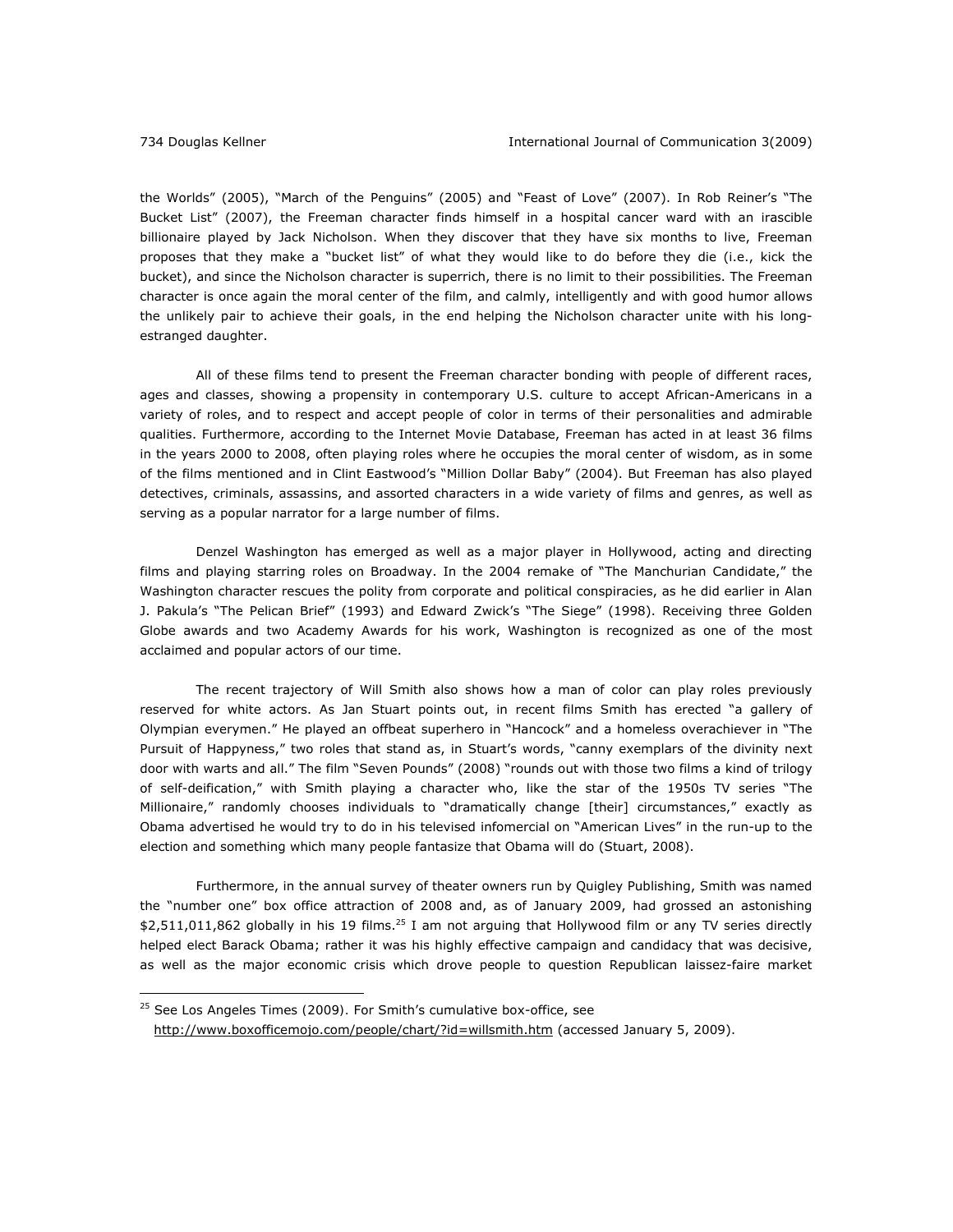the Worlds" (2005), "March of the Penguins" (2005) and "Feast of Love" (2007). In Rob Reiner's "The Bucket List" (2007), the Freeman character finds himself in a hospital cancer ward with an irascible billionaire played by Jack Nicholson. When they discover that they have six months to live, Freeman proposes that they make a "bucket list" of what they would like to do before they die (i.e., kick the bucket), and since the Nicholson character is superrich, there is no limit to their possibilities. The Freeman character is once again the moral center of the film, and calmly, intelligently and with good humor allows the unlikely pair to achieve their goals, in the end helping the Nicholson character unite with his long-estranged daughter.

All of these films tend to present the Freeman character bonding with people of different races, ages and classes, showing a propensity in contemporary U.S. culture to accept African-Americans in a variety of roles, and to respect and accept people of color in terms of their personalities and admirable qualities. Furthermore, according to the Internet Movie Database, Freeman has acted in at least 36 films in the years 2000 to 2008, often playing roles where he occupies the moral center of wisdom, as in some of the films mentioned and in Clint Eastwood's "Million Dollar Baby" (2004). But Freeman has also played detectives, criminals, assassins, and assorted characters in a wide variety of films and genres, as well as serving as a popular narrator for a large number of films.

Denzel Washington has emerged as well as a major player in Hollywood, acting and directing films and playing starring roles on Broadway. In the 2004 remake of "The Manchurian Candidate," the Washington character rescues the polity from corporate and political conspiracies, as he did earlier in Alan J. Pakula's "The Pelican Brief" (1993) and Edward Zwick's "The Siege" (1998). Receiving three Golden Globe awards and two Academy Awards for his work, Washington is recognized as one of the most acclaimed and popular actors of our time.

The recent trajectory of Will Smith also shows how a man of color can play roles previously reserved for white actors. As Jan Stuart points out, in recent films Smith has erected "a gallery of Olympian everymen." He played an offbeat superhero in "Hancock" and a homeless overachiever in "The Pursuit of Happyness," two roles that stand as, in Stuart's words, "canny exemplars of the divinity next door with warts and all." The film "Seven Pounds" (2008) "rounds out with those two films a kind of trilogy of self-deification," with Smith playing a character who, like the star of the 1950s TV series "The Millionaire," randomly chooses individuals to "dramatically change [their] circumstances," exactly as Obama advertised he would try to do in his televised infomercial on "American Lives" in the run-up to the election and something which many people fantasize that Obama will do (Stuart, 2008).

Furthermore, in the annual survey of theater owners run by Quigley Publishing, Smith was named the "number one" box office attraction of 2008 and, as of January 2009, had grossed an astonishing $2,511,011,862 globally in his 19 films.[25] I am not arguing that Hollywood film or any TV series directly helped elect Barack Obama; rather it was his highly effective campaign and candidacy that was decisive, as well as the major economic crisis which drove people to question Republican laissez-faire market

[25] See Los Angeles Times (2009). For Smith's cumulative box-office, see http://www.boxofficemojo.com/people/chart/?id=willsmith.htm (accessed January 5, 2009).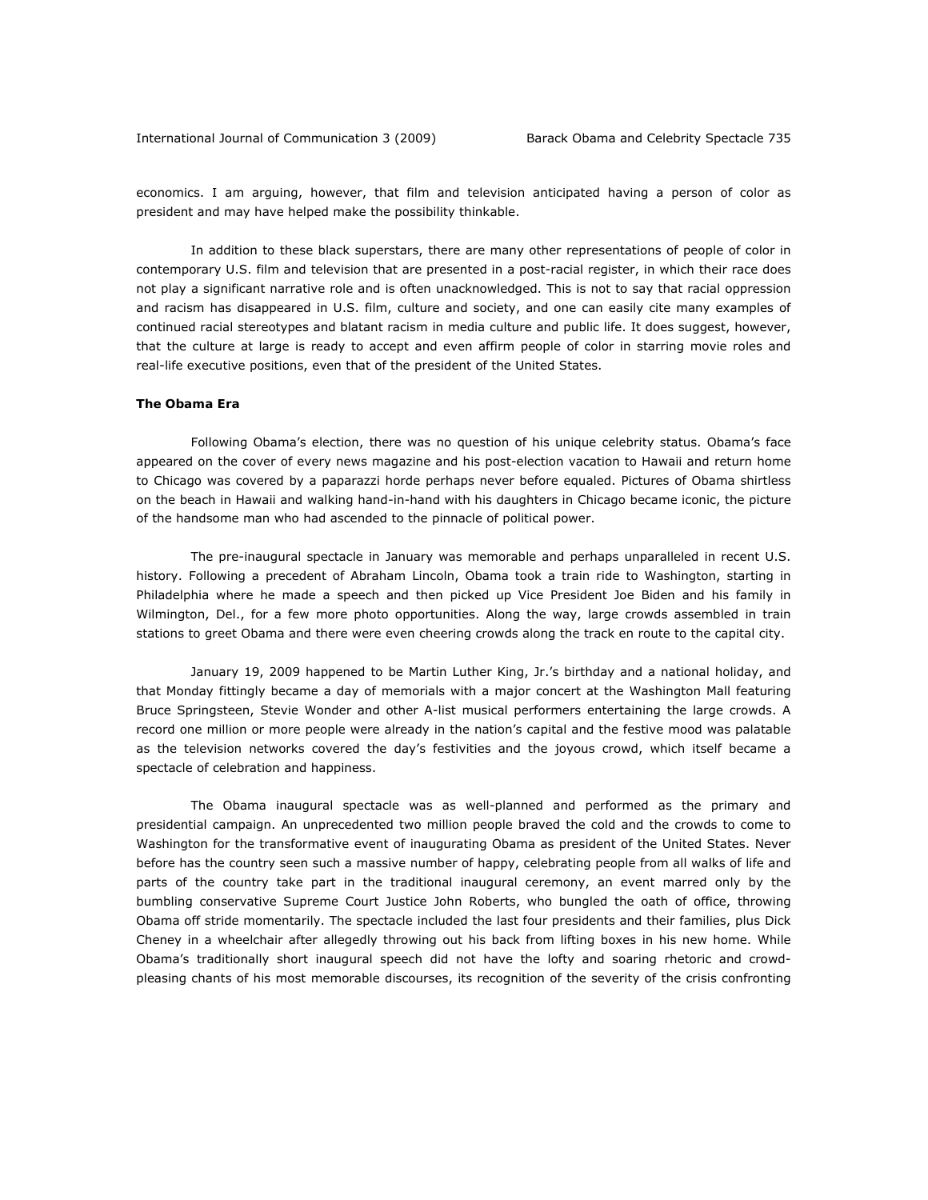economics. I am arguing, however, that film and television anticipated having a person of color as president and may have helped make the possibility thinkable.

In addition to these black superstars, there are many other representations of people of color in contemporary U.S. film and television that are presented in a post-racial register, in which their race does not play a significant narrative role and is often unacknowledged. This is not to say that racial oppression and racism has disappeared in U.S. film, culture and society, and one can easily cite many examples of continued racial stereotypes and blatant racism in media culture and public life. It does suggest, however, that the culture at large is ready to accept and even affirm people of color in starring movie roles and real-life executive positions, even that of the president of the United States.

**The Obama Era**

Following Obama's election, there was no question of his unique celebrity status. Obama's face appeared on the cover of every news magazine and his post-election vacation to Hawaii and return home to Chicago was covered by a paparazzi horde perhaps never before equaled. Pictures of Obama shirtless on the beach in Hawaii and walking hand-in-hand with his daughters in Chicago became iconic, the picture of the handsome man who had ascended to the pinnacle of political power.

The pre-inaugural spectacle in January was memorable and perhaps unparalleled in recent U.S. history. Following a precedent of Abraham Lincoln, Obama took a train ride to Washington, starting in Philadelphia where he made a speech and then picked up Vice President Joe Biden and his family in Wilmington, Del., for a few more photo opportunities. Along the way, large crowds assembled in train stations to greet Obama and there were even cheering crowds along the track en route to the capital city.

January 19, 2009 happened to be Martin Luther King, Jr.'s birthday and a national holiday, and that Monday fittingly became a day of memorials with a major concert at the Washington Mall featuring Bruce Springsteen, Stevie Wonder and other A-list musical performers entertaining the large crowds. A record one million or more people were already in the nation's capital and the festive mood was palatable as the television networks covered the day's festivities and the joyous crowd, which itself became a spectacle of celebration and happiness.

The Obama inaugural spectacle was as well-planned and performed as the primary and presidential campaign. An unprecedented two million people braved the cold and the crowds to come to Washington for the transformative event of inaugurating Obama as president of the United States. Never before has the country seen such a massive number of happy, celebrating people from all walks of life and parts of the country take part in the traditional inaugural ceremony, an event marred only by the bumbling conservative Supreme Court Justice John Roberts, who bungled the oath of office, throwing Obama off stride momentarily. The spectacle included the last four presidents and their families, plus Dick Cheney in a wheelchair after allegedly throwing out his back from lifting boxes in his new home. While Obama's traditionally short inaugural speech did not have the lofty and soaring rhetoric and crowd-pleasing chants of his most memorable discourses, its recognition of the severity of the crisis confronting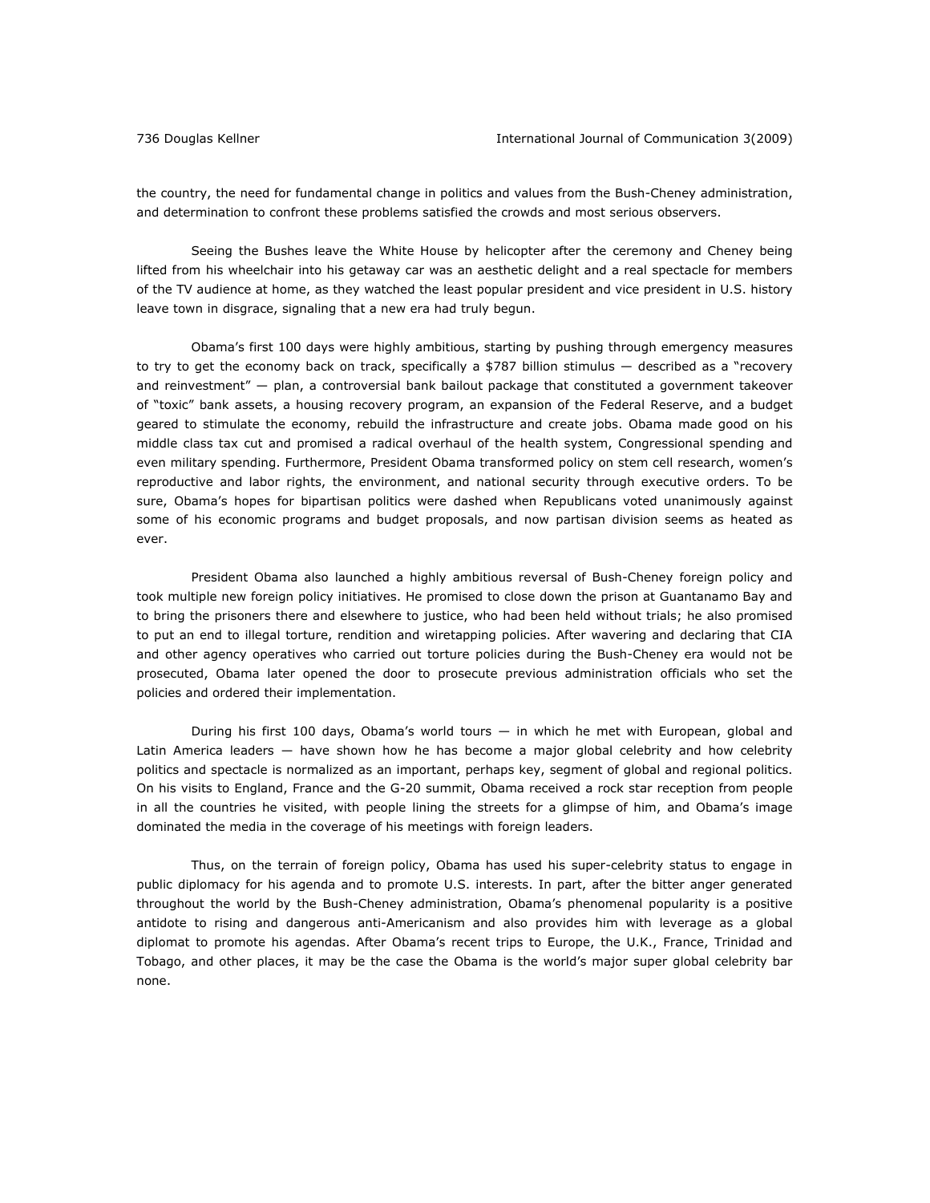the country, the need for fundamental change in politics and values from the Bush-Cheney administration, and determination to confront these problems satisfied the crowds and most serious observers.

Seeing the Bushes leave the White House by helicopter after the ceremony and Cheney being lifted from his wheelchair into his getaway car was an aesthetic delight and a real spectacle for members of the TV audience at home, as they watched the least popular president and vice president in U.S. history leave town in disgrace, signaling that a new era had truly begun.

Obama's first 100 days were highly ambitious, starting by pushing through emergency measures to try to get the economy back on track, specifically a $787 billion stimulus — described as a "recovery and reinvestment" — plan, a controversial bank bailout package that constituted a government takeover of "toxic" bank assets, a housing recovery program, an expansion of the Federal Reserve, and a budget geared to stimulate the economy, rebuild the infrastructure and create jobs. Obama made good on his middle class tax cut and promised a radical overhaul of the health system, Congressional spending and even military spending. Furthermore, President Obama transformed policy on stem cell research, women's reproductive and labor rights, the environment, and national security through executive orders. To be sure, Obama's hopes for bipartisan politics were dashed when Republicans voted unanimously against some of his economic programs and budget proposals, and now partisan division seems as heated as ever.

President Obama also launched a highly ambitious reversal of Bush-Cheney foreign policy and took multiple new foreign policy initiatives. He promised to close down the prison at Guantanamo Bay and to bring the prisoners there and elsewhere to justice, who had been held without trials; he also promised to put an end to illegal torture, rendition and wiretapping policies. After wavering and declaring that CIA and other agency operatives who carried out torture policies during the Bush-Cheney era would not be prosecuted, Obama later opened the door to prosecute previous administration officials who set the policies and ordered their implementation.

During his first 100 days, Obama's world tours — in which he met with European, global and Latin America leaders — have shown how he has become a major global celebrity and how celebrity politics and spectacle is normalized as an important, perhaps key, segment of global and regional politics. On his visits to England, France and the G-20 summit, Obama received a rock star reception from people in all the countries he visited, with people lining the streets for a glimpse of him, and Obama's image dominated the media in the coverage of his meetings with foreign leaders.

Thus, on the terrain of foreign policy, Obama has used his super-celebrity status to engage in public diplomacy for his agenda and to promote U.S. interests. In part, after the bitter anger generated throughout the world by the Bush-Cheney administration, Obama's phenomenal popularity is a positive antidote to rising and dangerous anti-Americanism and also provides him with leverage as a global diplomat to promote his agendas. After Obama's recent trips to Europe, the U.K., France, Trinidad and Tobago, and other places, it may be the case the Obama is the world's major super global celebrity bar none.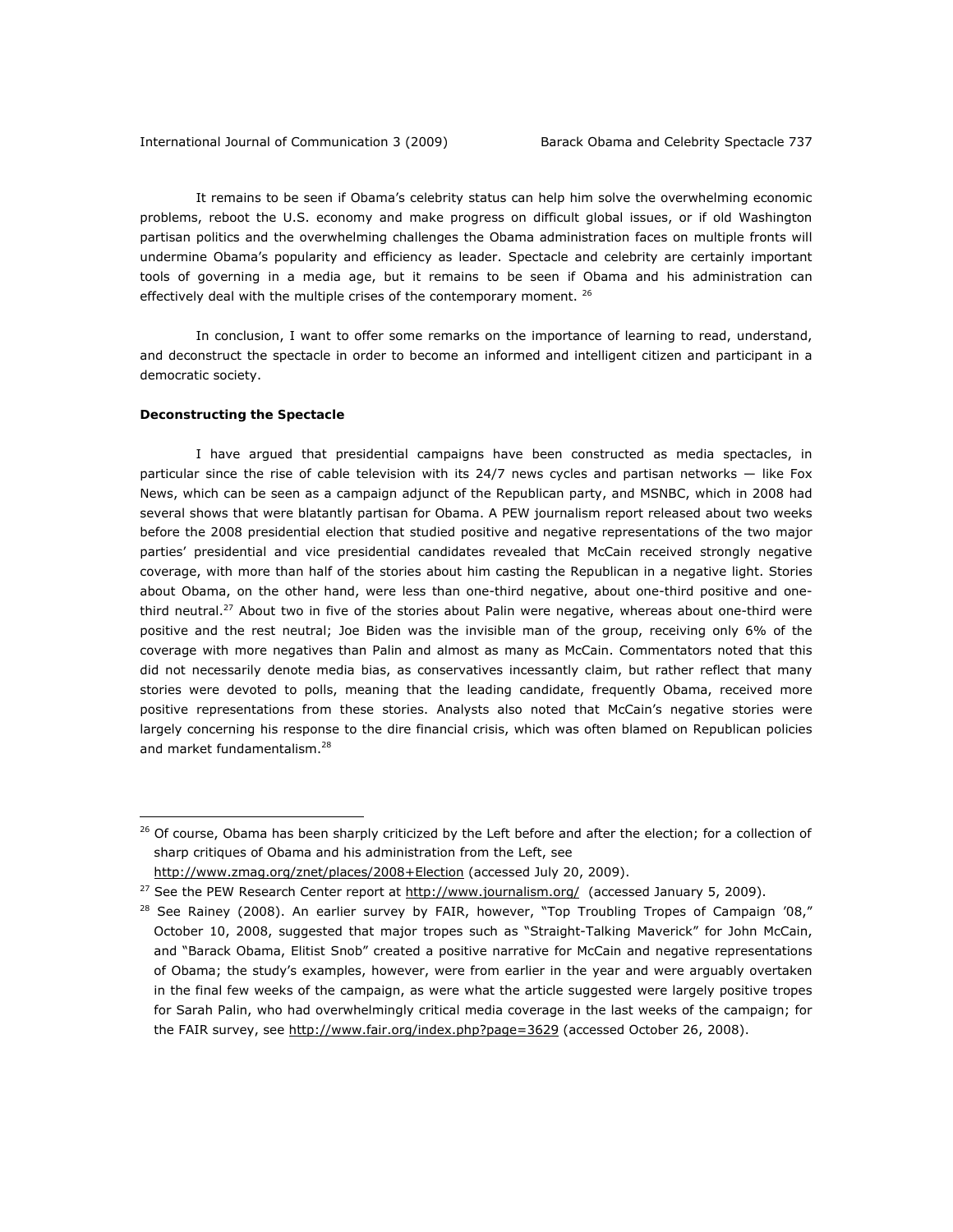It remains to be seen if Obama's celebrity status can help him solve the overwhelming economic problems, reboot the U.S. economy and make progress on difficult global issues, or if old Washington partisan politics and the overwhelming challenges the Obama administration faces on multiple fronts will undermine Obama's popularity and efficiency as leader. Spectacle and celebrity are certainly important tools of governing in a media age, but it remains to be seen if Obama and his administration can effectively deal with the multiple crises of the contemporary moment. [26]

In conclusion, I want to offer some remarks on the importance of learning to read, understand, and deconstruct the spectacle in order to become an informed and intelligent citizen and participant in a democratic society.

**Deconstructing the Spectacle**

I have argued that presidential campaigns have been constructed as media spectacles, in particular since the rise of cable television with its 24/7 news cycles and partisan networks — like Fox News, which can be seen as a campaign adjunct of the Republican party, and MSNBC, which in 2008 had several shows that were blatantly partisan for Obama. A PEW journalism report released about two weeks before the 2008 presidential election that studied positive and negative representations of the two major parties' presidential and vice presidential candidates revealed that McCain received strongly negative coverage, with more than half of the stories about him casting the Republican in a negative light. Stories about Obama, on the other hand, were less than one-third negative, about one-third positive and one-third neutral.[27] About two in five of the stories about Palin were negative, whereas about one-third were positive and the rest neutral; Joe Biden was the invisible man of the group, receiving only 6% of the coverage with more negatives than Palin and almost as many as McCain. Commentators noted that this did not necessarily denote media bias, as conservatives incessantly claim, but rather reflect that many stories were devoted to polls, meaning that the leading candidate, frequently Obama, received more positive representations from these stories. Analysts also noted that McCain's negative stories were largely concerning his response to the dire financial crisis, which was often blamed on Republican policies and market fundamentalism.[28]

---

[26] Of course, Obama has been sharply criticized by the Left before and after the election; for a collection of sharp critiques of Obama and his administration from the Left, see http://www.zmag.org/znet/places/2008+Election (accessed July 20, 2009).

[27] See the PEW Research Center report at http://www.journalism.org/ (accessed January 5, 2009).

[28] See Rainey (2008). An earlier survey by FAIR, however, "Top Troubling Tropes of Campaign '08," October 10, 2008, suggested that major tropes such as "Straight-Talking Maverick" for John McCain, and "Barack Obama, Elitist Snob" created a positive narrative for McCain and negative representations of Obama; the study's examples, however, were from earlier in the year and were arguably overtaken in the final few weeks of the campaign, as were what the article suggested were largely positive tropes for Sarah Palin, who had overwhelmingly critical media coverage in the last weeks of the campaign; for the FAIR survey, see http://www.fair.org/index.php?page=3629 (accessed October 26, 2008).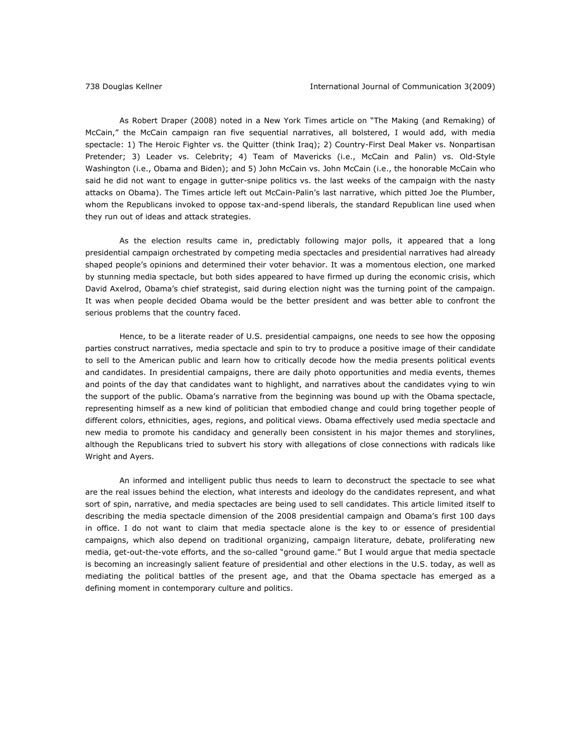As Robert Draper (2008) noted in a New York Times article on "The Making (and Remaking) of McCain," the McCain campaign ran five sequential narratives, all bolstered, I would add, with media spectacle: 1) The Heroic Fighter vs. the Quitter (think Iraq); 2) Country-First Deal Maker vs. Nonpartisan Pretender; 3) Leader vs. Celebrity; 4) Team of Mavericks (i.e., McCain and Palin) vs. Old-Style Washington (i.e., Obama and Biden); and 5) John McCain vs. John McCain (i.e., the honorable McCain who said he did not want to engage in gutter-snipe politics vs. the last weeks of the campaign with the nasty attacks on Obama). The Times article left out McCain-Palin's last narrative, which pitted Joe the Plumber, whom the Republicans invoked to oppose tax-and-spend liberals, the standard Republican line used when they run out of ideas and attack strategies.

As the election results came in, predictably following major polls, it appeared that a long presidential campaign orchestrated by competing media spectacles and presidential narratives had already shaped people's opinions and determined their voter behavior. It was a momentous election, one marked by stunning media spectacle, but both sides appeared to have firmed up during the economic crisis, which David Axelrod, Obama's chief strategist, said during election night was the turning point of the campaign. It was when people decided Obama would be the better president and was better able to confront the serious problems that the country faced.

Hence, to be a literate reader of U.S. presidential campaigns, one needs to see how the opposing parties construct narratives, media spectacle and spin to try to produce a positive image of their candidate to sell to the American public and learn how to critically decode how the media presents political events and candidates. In presidential campaigns, there are daily photo opportunities and media events, themes and points of the day that candidates want to highlight, and narratives about the candidates vying to win the support of the public. Obama's narrative from the beginning was bound up with the Obama spectacle, representing himself as a new kind of politician that embodied change and could bring together people of different colors, ethnicities, ages, regions, and political views. Obama effectively used media spectacle and new media to promote his candidacy and generally been consistent in his major themes and storylines, although the Republicans tried to subvert his story with allegations of close connections with radicals like Wright and Ayers.

An informed and intelligent public thus needs to learn to deconstruct the spectacle to see what are the real issues behind the election, what interests and ideology do the candidates represent, and what sort of spin, narrative, and media spectacles are being used to sell candidates. This article limited itself to describing the media spectacle dimension of the 2008 presidential campaign and Obama's first 100 days in office. I do not want to claim that media spectacle alone is the key to or essence of presidential campaigns, which also depend on traditional organizing, campaign literature, debate, proliferating new media, get-out-the-vote efforts, and the so-called "ground game." But I would argue that media spectacle is becoming an increasingly salient feature of presidential and other elections in the U.S. today, as well as mediating the political battles of the present age, and that the Obama spectacle has emerged as a defining moment in contemporary culture and politics.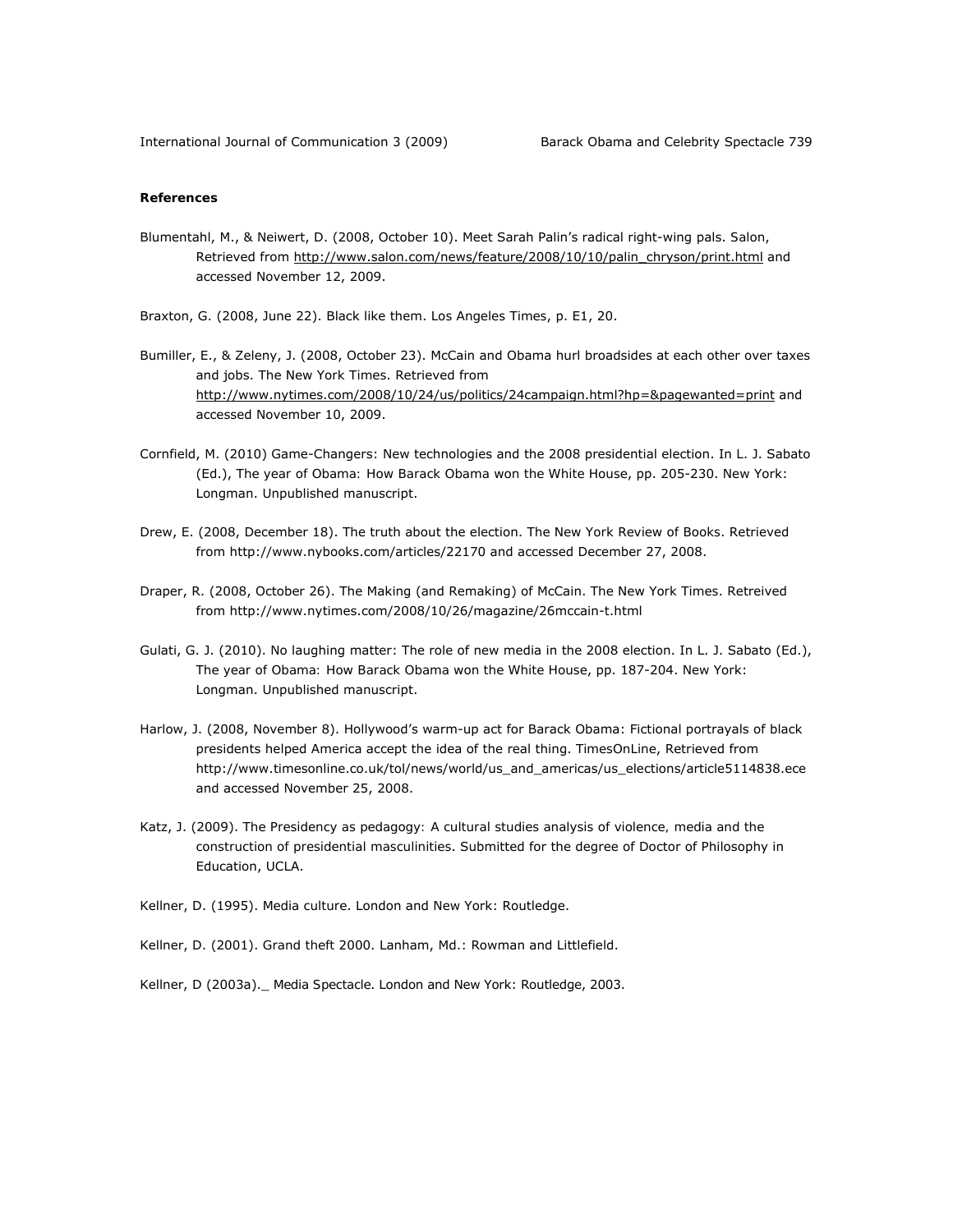**References**

Blumentahl, M., & Neiwert, D. (2008, October 10). Meet Sarah Palin's radical right-wing pals. Salon, Retrieved from http://www.salon.com/news/feature/2008/10/10/palin_chryson/print.html and accessed November 12, 2009.

Braxton, G. (2008, June 22). Black like them. Los Angeles Times, p. E1, 20.

Bumiller, E., & Zeleny, J. (2008, October 23). McCain and Obama hurl broadsides at each other over taxes and jobs. The New York Times. Retrieved from http://www.nytimes.com/2008/10/24/us/politics/24campaign.html?hp=&pagewanted=print and accessed November 10, 2009.

Cornfield, M. (2010) Game-Changers: New technologies and the 2008 presidential election. In L. J. Sabato (Ed.), The year of Obama: How Barack Obama won the White House, pp. 205-230. New York: Longman. Unpublished manuscript.

Drew, E. (2008, December 18). The truth about the election. The New York Review of Books. Retrieved from http://www.nybooks.com/articles/22170 and accessed December 27, 2008.

Draper, R. (2008, October 26). The Making (and Remaking) of McCain. The New York Times. Retreived from http://www.nytimes.com/2008/10/26/magazine/26mccain-t.html

Gulati, G. J. (2010). No laughing matter: The role of new media in the 2008 election. In L. J. Sabato (Ed.), The year of Obama: How Barack Obama won the White House, pp. 187-204. New York: Longman. Unpublished manuscript.

Harlow, J. (2008, November 8). Hollywood's warm-up act for Barack Obama: Fictional portrayals of black presidents helped America accept the idea of the real thing. TimesOnLine, Retrieved from http://www.timesonline.co.uk/tol/news/world/us_and_americas/us_elections/article5114838.ece and accessed November 25, 2008.

Katz, J. (2009). The Presidency as pedagogy: A cultural studies analysis of violence, media and the construction of presidential masculinities. Submitted for the degree of Doctor of Philosophy in Education, UCLA.

Kellner, D. (1995). Media culture. London and New York: Routledge.

Kellner, D. (2001). Grand theft 2000. Lanham, Md.: Rowman and Littlefield.

Kellner, D (2003a)._ Media Spectacle. London and New York: Routledge, 2003.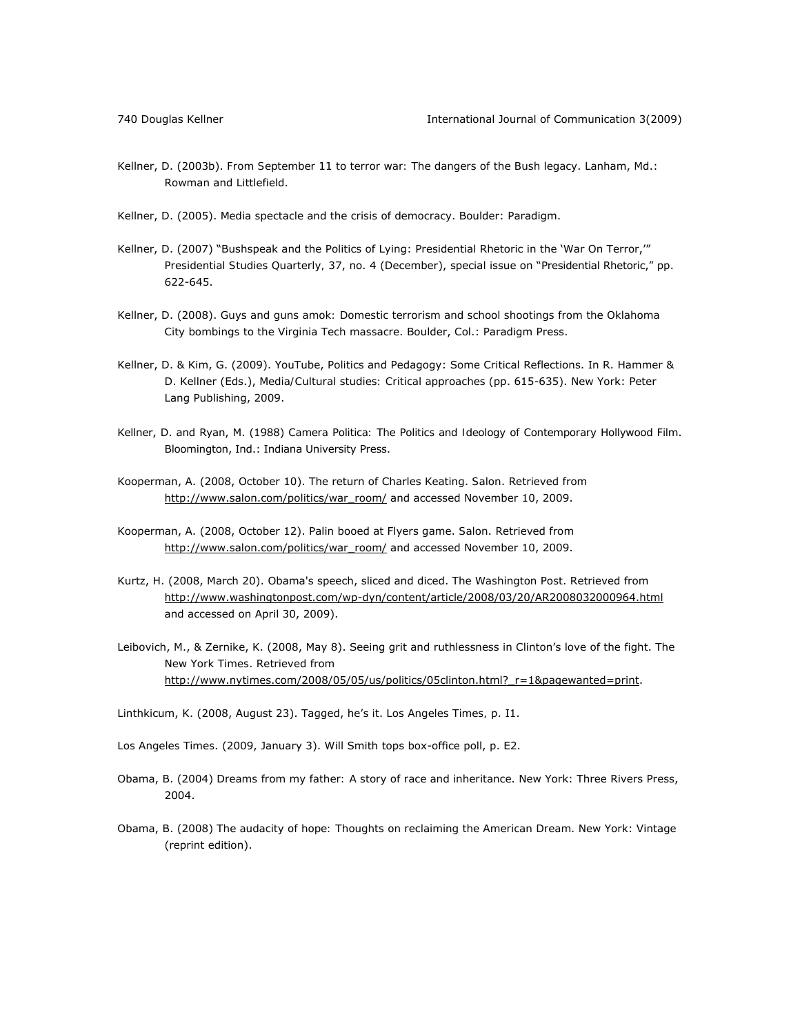Kellner, D. (2003b). From September 11 to terror war: The dangers of the Bush legacy. Lanham, Md.: Rowman and Littlefield.

Kellner, D. (2005). Media spectacle and the crisis of democracy. Boulder: Paradigm.

Kellner, D. (2007) "Bushspeak and the Politics of Lying: Presidential Rhetoric in the 'War On Terror,'" Presidential Studies Quarterly, 37, no. 4 (December), special issue on "Presidential Rhetoric," pp. 622-645.

Kellner, D. (2008). Guys and guns amok: Domestic terrorism and school shootings from the Oklahoma City bombings to the Virginia Tech massacre. Boulder, Col.: Paradigm Press.

Kellner, D. & Kim, G. (2009). YouTube, Politics and Pedagogy: Some Critical Reflections. In R. Hammer & D. Kellner (Eds.), Media/Cultural studies: Critical approaches (pp. 615-635). New York: Peter Lang Publishing, 2009.

Kellner, D. and Ryan, M. (1988) Camera Politica: The Politics and Ideology of Contemporary Hollywood Film. Bloomington, Ind.: Indiana University Press.

Kooperman, A. (2008, October 10). The return of Charles Keating. Salon. Retrieved from http://www.salon.com/politics/war_room/ and accessed November 10, 2009.

Kooperman, A. (2008, October 12). Palin booed at Flyers game. Salon. Retrieved from http://www.salon.com/politics/war_room/ and accessed November 10, 2009.

Kurtz, H. (2008, March 20). Obama's speech, sliced and diced. The Washington Post. Retrieved from http://www.washingtonpost.com/wp-dyn/content/article/2008/03/20/AR2008032000964.html and accessed on April 30, 2009).

Leibovich, M., & Zernike, K. (2008, May 8). Seeing grit and ruthlessness in Clinton's love of the fight. The New York Times. Retrieved from http://www.nytimes.com/2008/05/05/us/politics/05clinton.html?_r=1&pagewanted=print.

Linthkicum, K. (2008, August 23). Tagged, he's it. Los Angeles Times, p. I1.

Los Angeles Times. (2009, January 3). Will Smith tops box-office poll, p. E2.

Obama, B. (2004) Dreams from my father: A story of race and inheritance. New York: Three Rivers Press, 2004.

Obama, B. (2008) The audacity of hope: Thoughts on reclaiming the American Dream. New York: Vintage (reprint edition).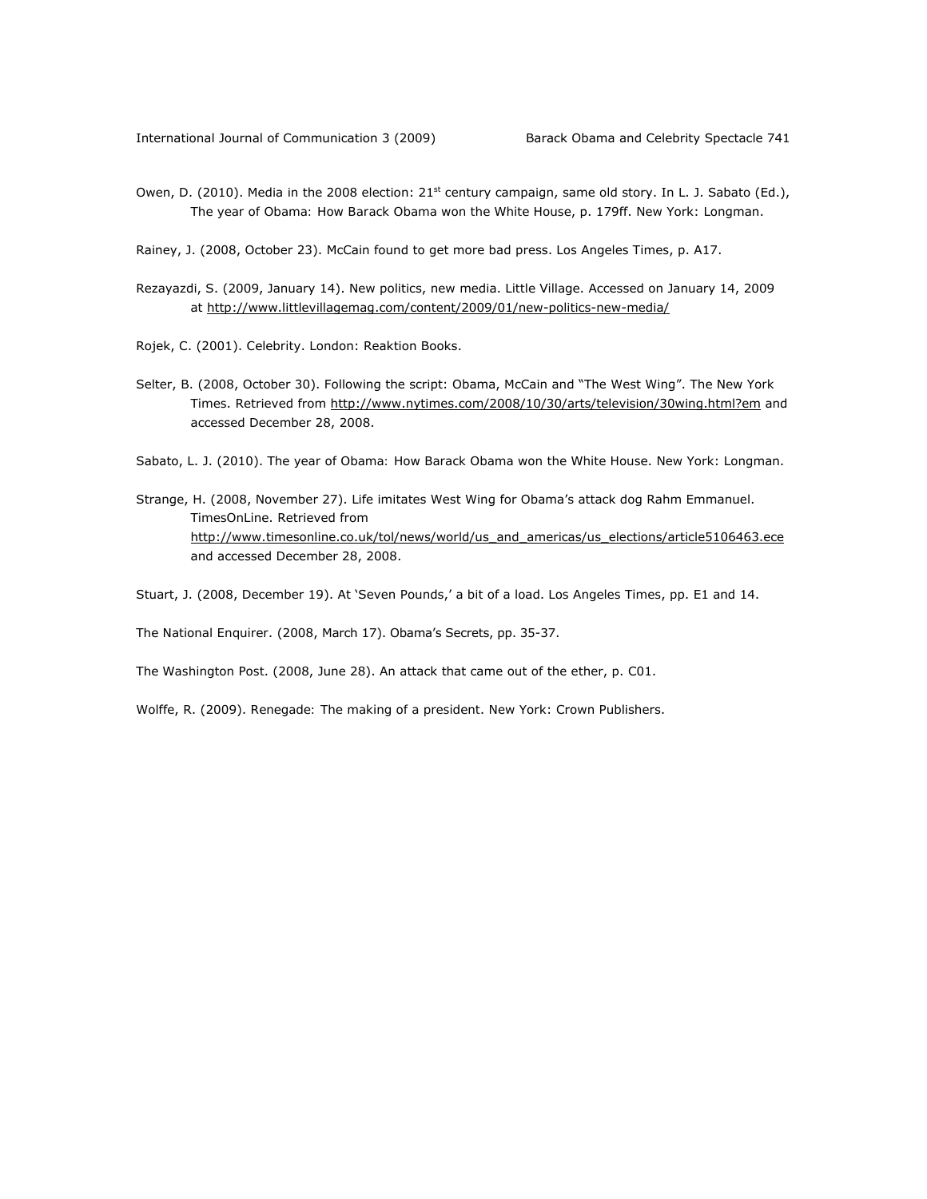Owen, D. (2010). Media in the 2008 election: 21st century campaign, same old story. In L. J. Sabato (Ed.), The year of Obama: How Barack Obama won the White House, p. 179ff. New York: Longman.

Rainey, J. (2008, October 23). McCain found to get more bad press. Los Angeles Times, p. A17.

Rezayazdi, S. (2009, January 14). New politics, new media. Little Village. Accessed on January 14, 2009 at http://www.littlevillagemag.com/content/2009/01/new-politics-new-media/

Rojek, C. (2001). Celebrity. London: Reaktion Books.

Selter, B. (2008, October 30). Following the script: Obama, McCain and "The West Wing". The New York Times. Retrieved from http://www.nytimes.com/2008/10/30/arts/television/30wing.html?em and accessed December 28, 2008.

Sabato, L. J. (2010). The year of Obama: How Barack Obama won the White House. New York: Longman.

Strange, H. (2008, November 27). Life imitates West Wing for Obama's attack dog Rahm Emmanuel. TimesOnLine. Retrieved from http://www.timesonline.co.uk/tol/news/world/us_and_americas/us_elections/article5106463.ece and accessed December 28, 2008.

Stuart, J. (2008, December 19). At 'Seven Pounds,' a bit of a load. Los Angeles Times, pp. E1 and 14.

The National Enquirer. (2008, March 17). Obama's Secrets, pp. 35-37.

The Washington Post. (2008, June 28). An attack that came out of the ether, p. C01.

Wolffe, R. (2009). Renegade: The making of a president. New York: Crown Publishers.